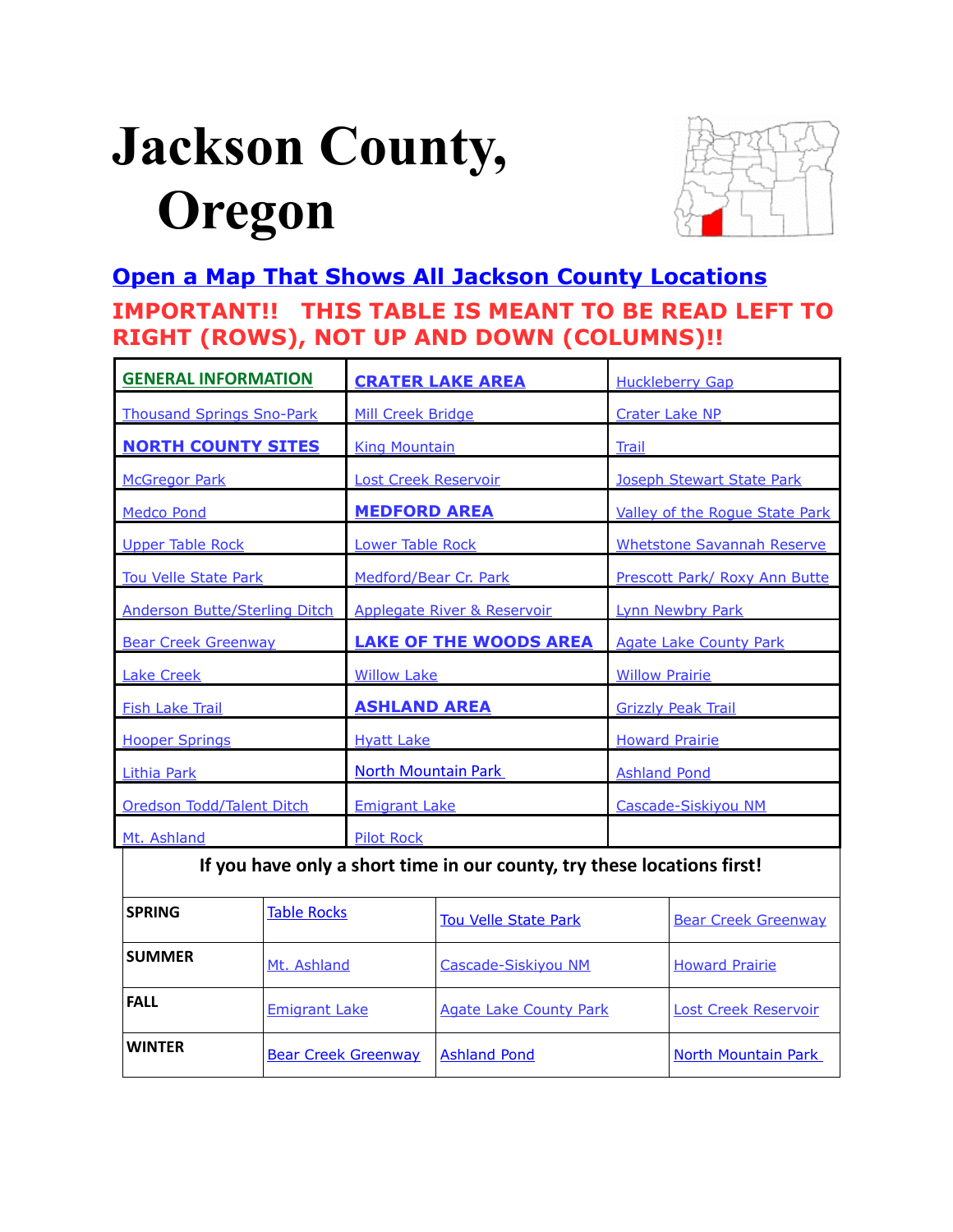# Jackson County, Oregon

## Open a Map That Shows All Jackson County Locations

**IMPORTANT!! THIS TABLE IS MEANT TO BE READ LEFT TO RIGHT (ROWS), NOT UP AND DOWN (COLUMNS)!!**

| | | |
|---|---|---|
| **GENERAL INFORMATION** | **CRATER LAKE AREA** | Huckleberry Gap |
| Thousand Springs Sno-Park | Mill Creek Bridge | Crater Lake NP |
| **NORTH COUNTY SITES** | King Mountain | Trail |
| McGregor Park | Lost Creek Reservoir | Joseph Stewart State Park |
| Medco Pond | **MEDFORD AREA** | Valley of the Rogue State Park |
| Upper Table Rock | Lower Table Rock | Whetstone Savannah Reserve |
| Tou Velle State Park | Medford/Bear Cr. Park | Prescott Park/ Roxy Ann Butte |
| Anderson Butte/Sterling Ditch | Applegate River & Reservoir | Lynn Newbry Park |
| Bear Creek Greenway | **LAKE OF THE WOODS AREA** | Agate Lake County Park |
| Lake Creek | Willow Lake | Willow Prairie |
| Fish Lake Trail | **ASHLAND AREA** | Grizzly Peak Trail |
| Hooper Springs | Hyatt Lake | Howard Prairie |
| Lithia Park | North Mountain Park | Ashland Pond |
| Oredson Todd/Talent Ditch | Emigrant Lake | Cascade-Siskiyou NM |
| Mt. Ashland | Pilot Rock | |

**If you have only a short time in our county, try these locations first!**

| | | | |
|---|---|---|---|
| **SPRING** | Table Rocks | Tou Velle State Park | Bear Creek Greenway |
| **SUMMER** | Mt. Ashland | Cascade-Siskiyou NM | Howard Prairie |
| **FALL** | Emigrant Lake | Agate Lake County Park | Lost Creek Reservoir |
| **WINTER** | Bear Creek Greenway | Ashland Pond | North Mountain Park |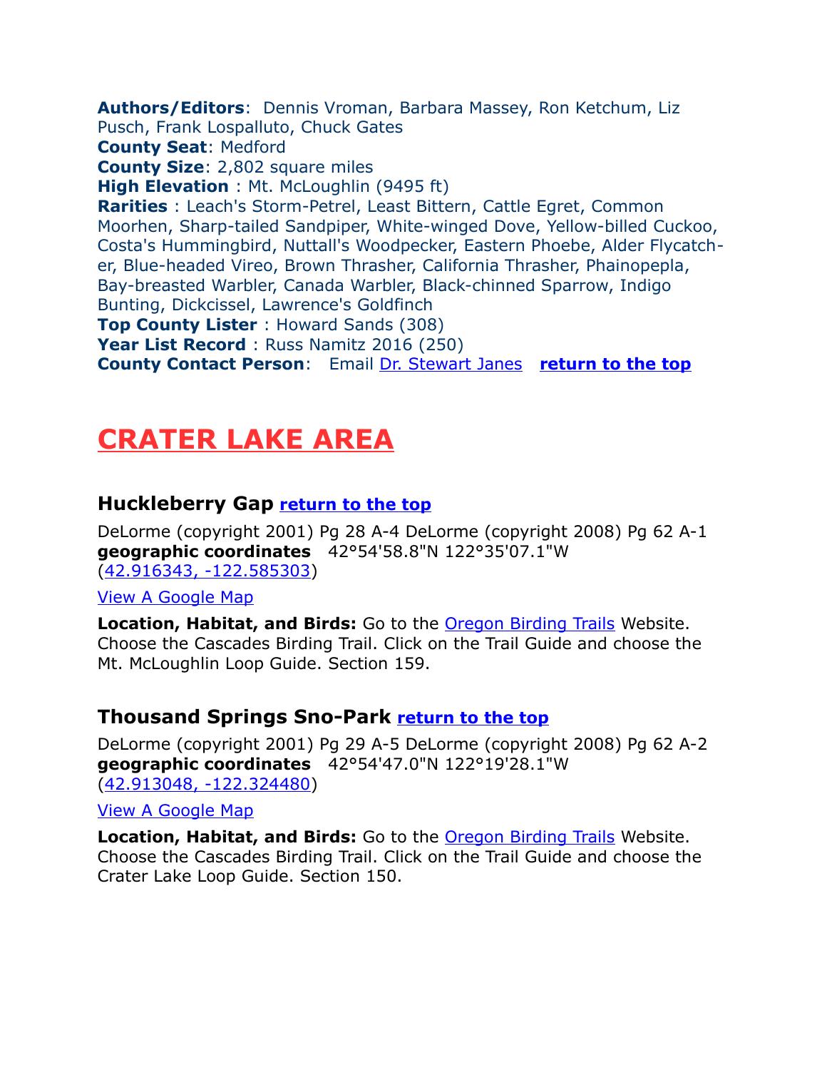**Authors/Editors**: Dennis Vroman, Barbara Massey, Ron Ketchum, Liz Pusch, Frank Lospalluto, Chuck Gates
**County Seat**: Medford
**County Size**: 2,802 square miles
**High Elevation** : Mt. McLoughlin (9495 ft)
**Rarities** : Leach's Storm-Petrel, Least Bittern, Cattle Egret, Common Moorhen, Sharp-tailed Sandpiper, White-winged Dove, Yellow-billed Cuckoo, Costa's Hummingbird, Nuttall's Woodpecker, Eastern Phoebe, Alder Flycatcher, Blue-headed Vireo, Brown Thrasher, California Thrasher, Phainopepla, Bay-breasted Warbler, Canada Warbler, Black-chinned Sparrow, Indigo Bunting, Dickcissel, Lawrence's Goldfinch
**Top County Lister** : Howard Sands (308)
**Year List Record** : Russ Namitz 2016 (250)
**County Contact Person**: Email Dr. Stewart Janes **return to the top**

# CRATER LAKE AREA

### Huckleberry Gap return to the top

DeLorme (copyright 2001) Pg 28 A-4 DeLorme (copyright 2008) Pg 62 A-1
**geographic coordinates** 42°54'58.8"N 122°35'07.1"W
(42.916343, -122.585303)

View A Google Map

**Location, Habitat, and Birds:** Go to the Oregon Birding Trails Website. Choose the Cascades Birding Trail. Click on the Trail Guide and choose the Mt. McLoughlin Loop Guide. Section 159.

### Thousand Springs Sno-Park return to the top

DeLorme (copyright 2001) Pg 29 A-5 DeLorme (copyright 2008) Pg 62 A-2
**geographic coordinates** 42°54'47.0"N 122°19'28.1"W
(42.913048, -122.324480)

View A Google Map

**Location, Habitat, and Birds:** Go to the Oregon Birding Trails Website. Choose the Cascades Birding Trail. Click on the Trail Guide and choose the Crater Lake Loop Guide. Section 150.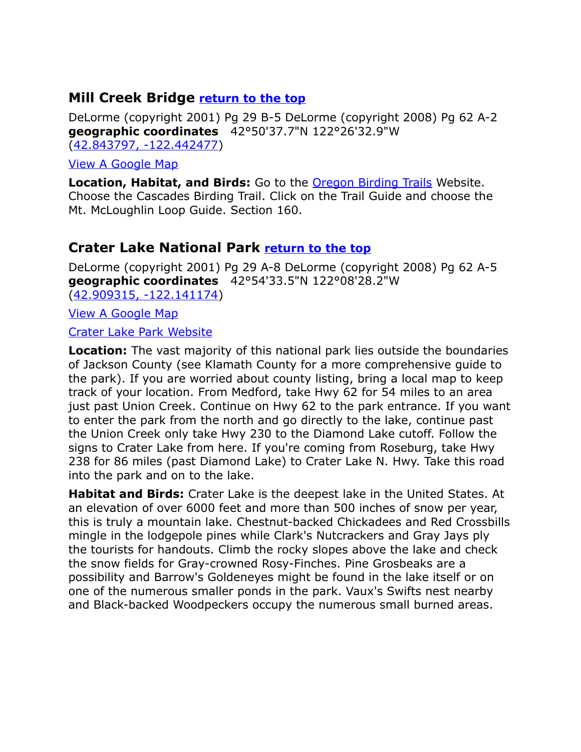## Mill Creek Bridge [return to the top]

DeLorme (copyright 2001) Pg 29 B-5 DeLorme (copyright 2008) Pg 62 A-2
**geographic coordinates** 42°50'37.7"N 122°26'32.9"W
(42.843797, -122.442477)

View A Google Map

**Location, Habitat, and Birds:** Go to the Oregon Birding Trails Website. Choose the Cascades Birding Trail. Click on the Trail Guide and choose the Mt. McLoughlin Loop Guide. Section 160.

## Crater Lake National Park [return to the top]

DeLorme (copyright 2001) Pg 29 A-8 DeLorme (copyright 2008) Pg 62 A-5
**geographic coordinates** 42°54'33.5"N 122°08'28.2"W
(42.909315, -122.141174)

View A Google Map

Crater Lake Park Website

**Location:** The vast majority of this national park lies outside the boundaries of Jackson County (see Klamath County for a more comprehensive guide to the park). If you are worried about county listing, bring a local map to keep track of your location. From Medford, take Hwy 62 for 54 miles to an area just past Union Creek. Continue on Hwy 62 to the park entrance. If you want to enter the park from the north and go directly to the lake, continue past the Union Creek only take Hwy 230 to the Diamond Lake cutoff. Follow the signs to Crater Lake from here. If you're coming from Roseburg, take Hwy 238 for 86 miles (past Diamond Lake) to Crater Lake N. Hwy. Take this road into the park and on to the lake.

**Habitat and Birds:** Crater Lake is the deepest lake in the United States. At an elevation of over 6000 feet and more than 500 inches of snow per year, this is truly a mountain lake. Chestnut-backed Chickadees and Red Crossbills mingle in the lodgepole pines while Clark's Nutcrackers and Gray Jays ply the tourists for handouts. Climb the rocky slopes above the lake and check the snow fields for Gray-crowned Rosy-Finches. Pine Grosbeaks are a possibility and Barrow's Goldeneyes might be found in the lake itself or on one of the numerous smaller ponds in the park. Vaux's Swifts nest nearby and Black-backed Woodpeckers occupy the numerous small burned areas.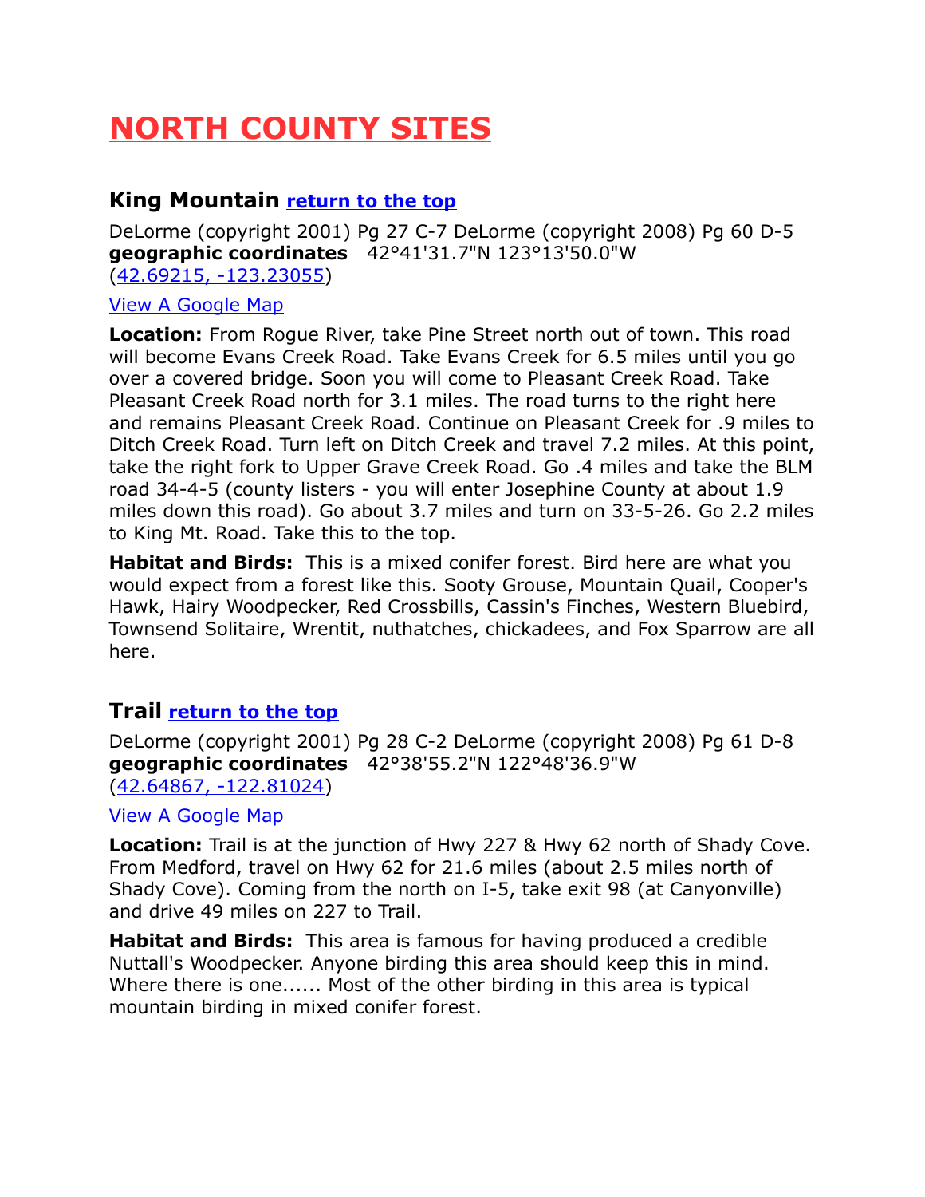# NORTH COUNTY SITES

## King Mountain [return to the top]

DeLorme (copyright 2001) Pg 27 C-7 DeLorme (copyright 2008) Pg 60 D-5
**geographic coordinates** 42°41'31.7"N 123°13'50.0"W
([42.69215, -123.23055])

[View A Google Map]

**Location:** From Rogue River, take Pine Street north out of town. This road will become Evans Creek Road. Take Evans Creek for 6.5 miles until you go over a covered bridge. Soon you will come to Pleasant Creek Road. Take Pleasant Creek Road north for 3.1 miles. The road turns to the right here and remains Pleasant Creek Road. Continue on Pleasant Creek for .9 miles to Ditch Creek Road. Turn left on Ditch Creek and travel 7.2 miles. At this point, take the right fork to Upper Grave Creek Road. Go .4 miles and take the BLM road 34-4-5 (county listers - you will enter Josephine County at about 1.9 miles down this road). Go about 3.7 miles and turn on 33-5-26. Go 2.2 miles to King Mt. Road. Take this to the top.

**Habitat and Birds:** This is a mixed conifer forest. Bird here are what you would expect from a forest like this. Sooty Grouse, Mountain Quail, Cooper's Hawk, Hairy Woodpecker, Red Crossbills, Cassin's Finches, Western Bluebird, Townsend Solitaire, Wrentit, nuthatches, chickadees, and Fox Sparrow are all here.

## Trail [return to the top]

DeLorme (copyright 2001) Pg 28 C-2 DeLorme (copyright 2008) Pg 61 D-8
**geographic coordinates** 42°38'55.2"N 122°48'36.9"W
([42.64867, -122.81024])

[View A Google Map]

**Location:** Trail is at the junction of Hwy 227 & Hwy 62 north of Shady Cove. From Medford, travel on Hwy 62 for 21.6 miles (about 2.5 miles north of Shady Cove). Coming from the north on I-5, take exit 98 (at Canyonville) and drive 49 miles on 227 to Trail.

**Habitat and Birds:** This area is famous for having produced a credible Nuttall's Woodpecker. Anyone birding this area should keep this in mind. Where there is one...... Most of the other birding in this area is typical mountain birding in mixed conifer forest.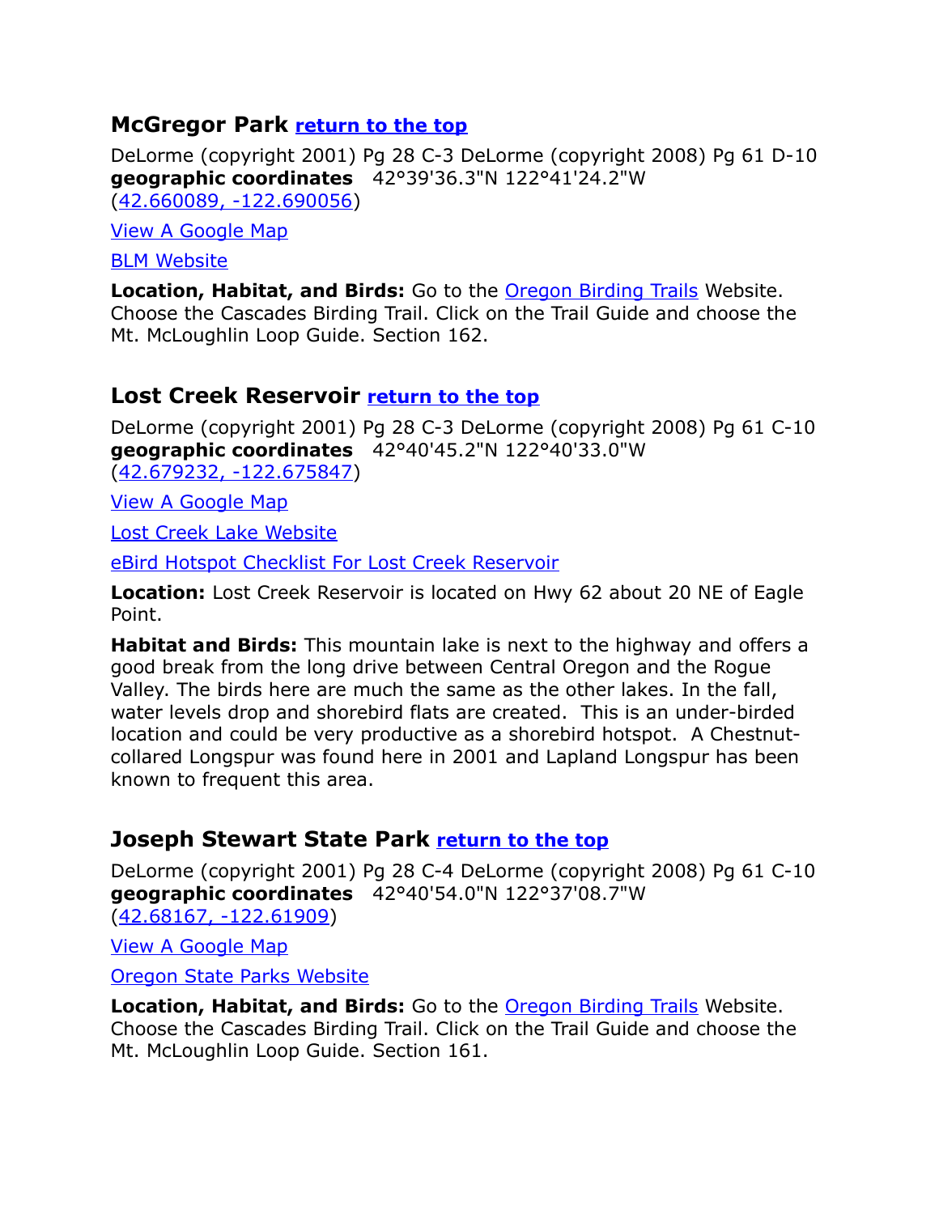## McGregor Park [return to the top]

DeLorme (copyright 2001) Pg 28 C-3 DeLorme (copyright 2008) Pg 61 D-10
**geographic coordinates** 42°39'36.3"N 122°41'24.2"W
(42.660089, -122.690056)

View A Google Map

BLM Website

**Location, Habitat, and Birds:** Go to the Oregon Birding Trails Website. Choose the Cascades Birding Trail. Click on the Trail Guide and choose the Mt. McLoughlin Loop Guide. Section 162.

## Lost Creek Reservoir [return to the top]

DeLorme (copyright 2001) Pg 28 C-3 DeLorme (copyright 2008) Pg 61 C-10
**geographic coordinates** 42°40'45.2"N 122°40'33.0"W
(42.679232, -122.675847)

View A Google Map

Lost Creek Lake Website

eBird Hotspot Checklist For Lost Creek Reservoir

**Location:** Lost Creek Reservoir is located on Hwy 62 about 20 NE of Eagle Point.

**Habitat and Birds:** This mountain lake is next to the highway and offers a good break from the long drive between Central Oregon and the Rogue Valley. The birds here are much the same as the other lakes. In the fall, water levels drop and shorebird flats are created. This is an under-birded location and could be very productive as a shorebird hotspot. A Chestnut-collared Longspur was found here in 2001 and Lapland Longspur has been known to frequent this area.

## Joseph Stewart State Park [return to the top]

DeLorme (copyright 2001) Pg 28 C-4 DeLorme (copyright 2008) Pg 61 C-10
**geographic coordinates** 42°40'54.0"N 122°37'08.7"W
(42.68167, -122.61909)

View A Google Map

Oregon State Parks Website

**Location, Habitat, and Birds:** Go to the Oregon Birding Trails Website. Choose the Cascades Birding Trail. Click on the Trail Guide and choose the Mt. McLoughlin Loop Guide. Section 161.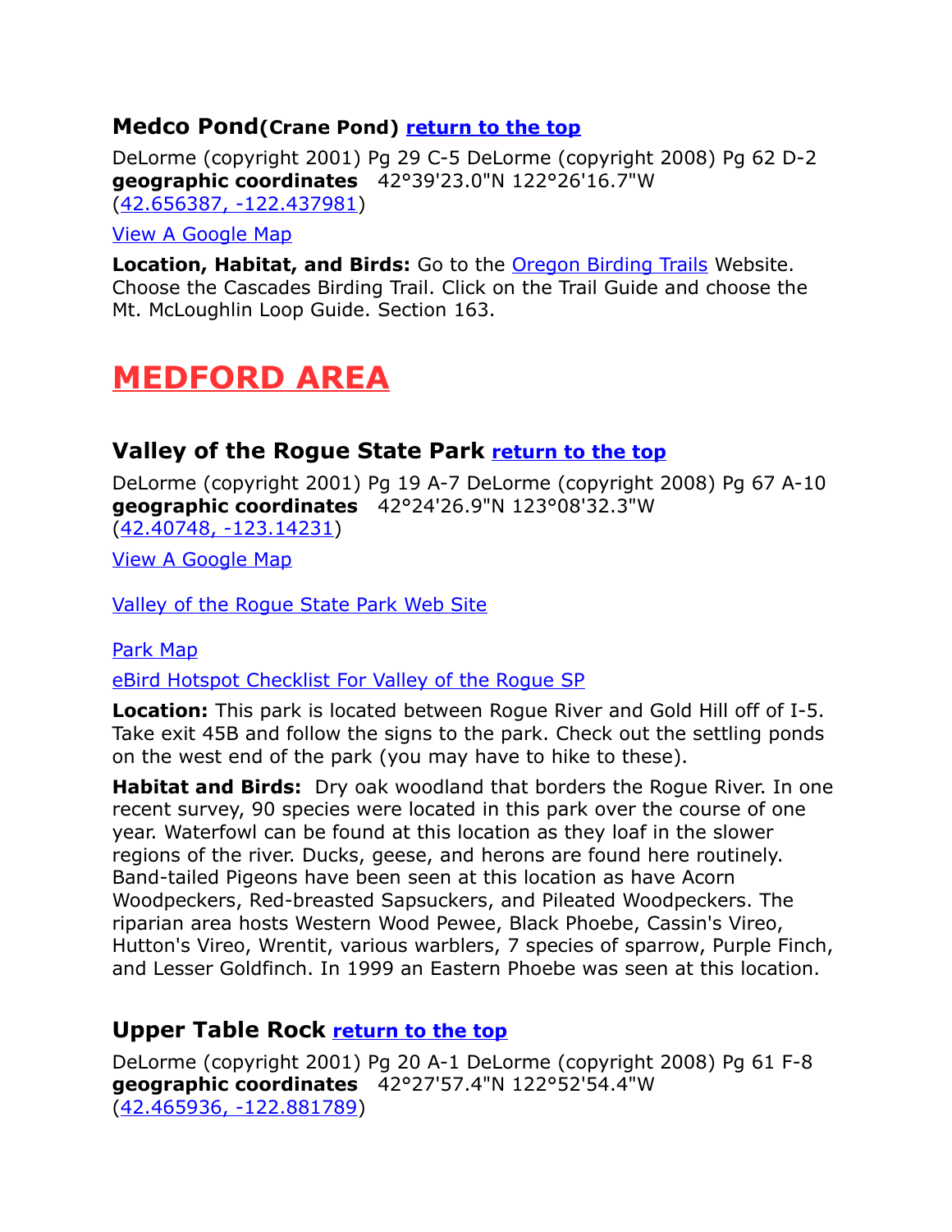### Medco Pond(Crane Pond) [return to the top]

DeLorme (copyright 2001) Pg 29 C-5 DeLorme (copyright 2008) Pg 62 D-2
**geographic coordinates** 42°39'23.0"N 122°26'16.7"W
(42.656387, -122.437981)

View A Google Map

**Location, Habitat, and Birds:** Go to the Oregon Birding Trails Website. Choose the Cascades Birding Trail. Click on the Trail Guide and choose the Mt. McLoughlin Loop Guide. Section 163.

# MEDFORD AREA

### Valley of the Rogue State Park [return to the top]

DeLorme (copyright 2001) Pg 19 A-7 DeLorme (copyright 2008) Pg 67 A-10
**geographic coordinates** 42°24'26.9"N 123°08'32.3"W
(42.40748, -123.14231)

View A Google Map

Valley of the Rogue State Park Web Site

Park Map

eBird Hotspot Checklist For Valley of the Rogue SP

**Location:** This park is located between Rogue River and Gold Hill off of I-5. Take exit 45B and follow the signs to the park. Check out the settling ponds on the west end of the park (you may have to hike to these).

**Habitat and Birds:** Dry oak woodland that borders the Rogue River. In one recent survey, 90 species were located in this park over the course of one year. Waterfowl can be found at this location as they loaf in the slower regions of the river. Ducks, geese, and herons are found here routinely. Band-tailed Pigeons have been seen at this location as have Acorn Woodpeckers, Red-breasted Sapsuckers, and Pileated Woodpeckers. The riparian area hosts Western Wood Pewee, Black Phoebe, Cassin's Vireo, Hutton's Vireo, Wrentit, various warblers, 7 species of sparrow, Purple Finch, and Lesser Goldfinch. In 1999 an Eastern Phoebe was seen at this location.

### Upper Table Rock [return to the top]

DeLorme (copyright 2001) Pg 20 A-1 DeLorme (copyright 2008) Pg 61 F-8
**geographic coordinates** 42°27'57.4"N 122°52'54.4"W
(42.465936, -122.881789)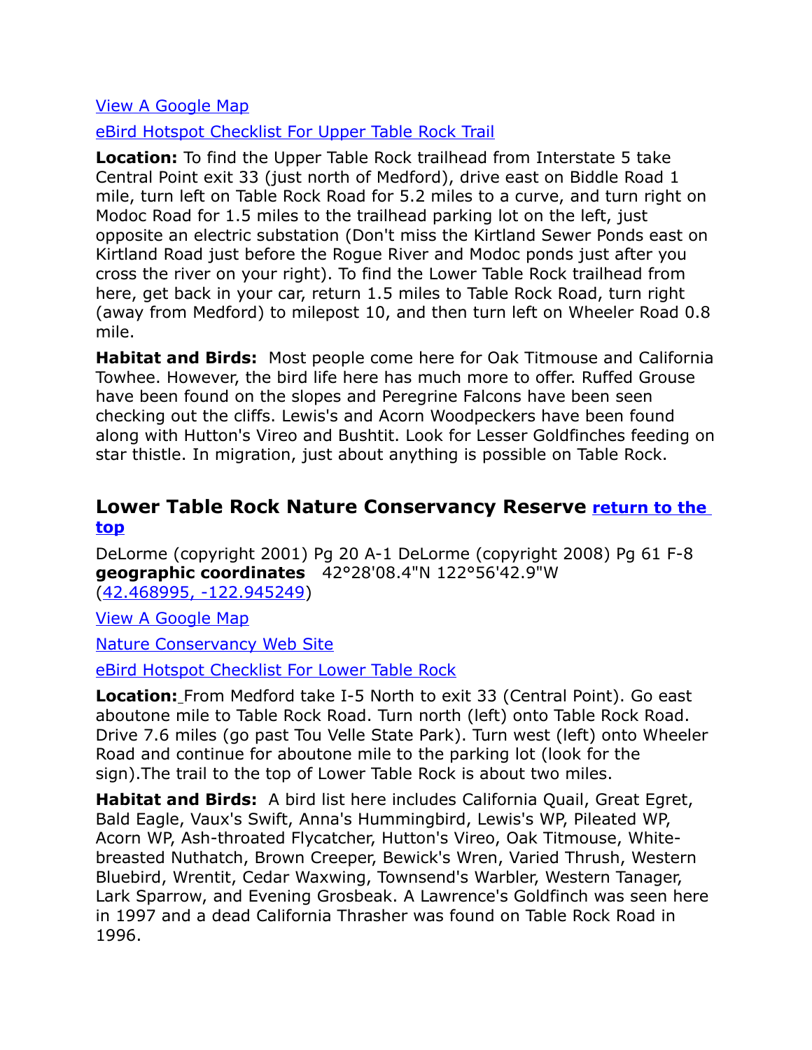[View A Google Map](#)

[eBird Hotspot Checklist For Upper Table Rock Trail](#)

**Location:** To find the Upper Table Rock trailhead from Interstate 5 take Central Point exit 33 (just north of Medford), drive east on Biddle Road 1 mile, turn left on Table Rock Road for 5.2 miles to a curve, and turn right on Modoc Road for 1.5 miles to the trailhead parking lot on the left, just opposite an electric substation (Don't miss the Kirtland Sewer Ponds east on Kirtland Road just before the Rogue River and Modoc ponds just after you cross the river on your right). To find the Lower Table Rock trailhead from here, get back in your car, return 1.5 miles to Table Rock Road, turn right (away from Medford) to milepost 10, and then turn left on Wheeler Road 0.8 mile.

**Habitat and Birds:** Most people come here for Oak Titmouse and California Towhee. However, the bird life here has much more to offer. Ruffed Grouse have been found on the slopes and Peregrine Falcons have been seen checking out the cliffs. Lewis's and Acorn Woodpeckers have been found along with Hutton's Vireo and Bushtit. Look for Lesser Goldfinches feeding on star thistle. In migration, just about anything is possible on Table Rock.

## Lower Table Rock Nature Conservancy Reserve [return to the top](#)

DeLorme (copyright 2001) Pg 20 A-1 DeLorme (copyright 2008) Pg 61 F-8
**geographic coordinates** 42°28'08.4"N 122°56'42.9"W
([42.468995, -122.945249](#))

[View A Google Map](#)

[Nature Conservancy Web Site](#)

[eBird Hotspot Checklist For Lower Table Rock](#)

**Location:** From Medford take I-5 North to exit 33 (Central Point). Go east aboutone mile to Table Rock Road. Turn north (left) onto Table Rock Road. Drive 7.6 miles (go past Tou Velle State Park). Turn west (left) onto Wheeler Road and continue for aboutone mile to the parking lot (look for the sign).The trail to the top of Lower Table Rock is about two miles.

**Habitat and Birds:** A bird list here includes California Quail, Great Egret, Bald Eagle, Vaux's Swift, Anna's Hummingbird, Lewis's WP, Pileated WP, Acorn WP, Ash-throated Flycatcher, Hutton's Vireo, Oak Titmouse, White-breasted Nuthatch, Brown Creeper, Bewick's Wren, Varied Thrush, Western Bluebird, Wrentit, Cedar Waxwing, Townsend's Warbler, Western Tanager, Lark Sparrow, and Evening Grosbeak. A Lawrence's Goldfinch was seen here in 1997 and a dead California Thrasher was found on Table Rock Road in 1996.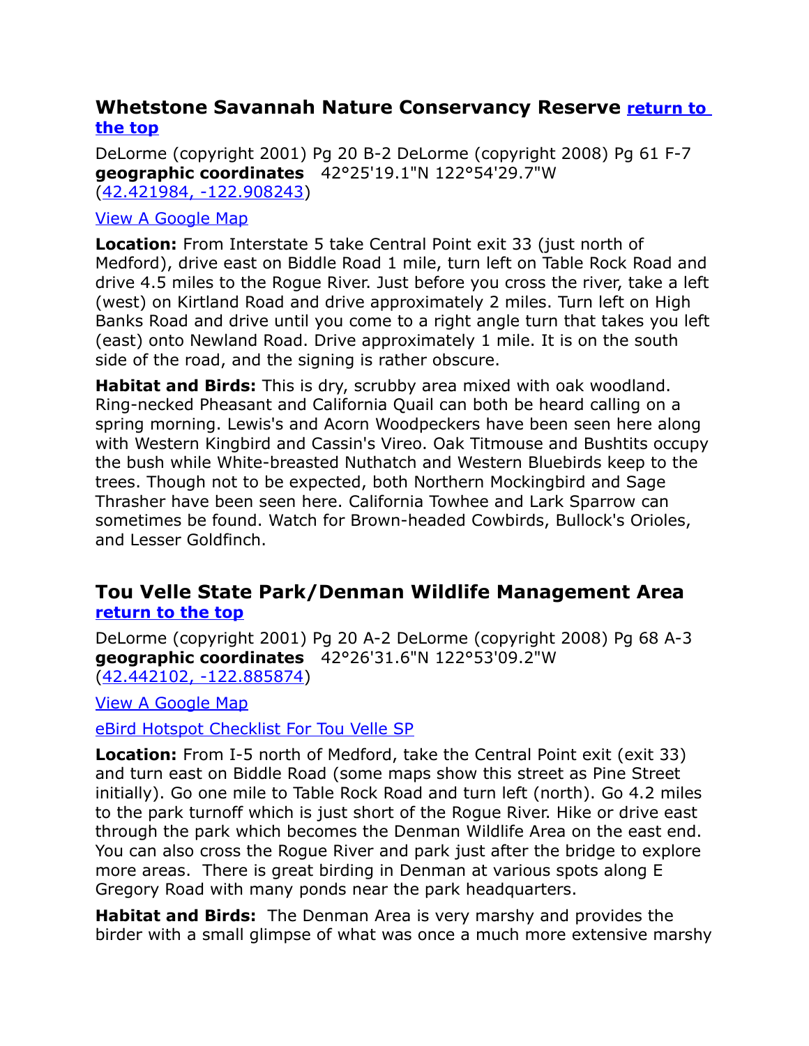## Whetstone Savannah Nature Conservancy Reserve [return to the top]

DeLorme (copyright 2001) Pg 20 B-2 DeLorme (copyright 2008) Pg 61 F-7
**geographic coordinates** 42°25'19.1"N 122°54'29.7"W
(42.421984, -122.908243)

View A Google Map

**Location:** From Interstate 5 take Central Point exit 33 (just north of Medford), drive east on Biddle Road 1 mile, turn left on Table Rock Road and drive 4.5 miles to the Rogue River. Just before you cross the river, take a left (west) on Kirtland Road and drive approximately 2 miles. Turn left on High Banks Road and drive until you come to a right angle turn that takes you left (east) onto Newland Road. Drive approximately 1 mile. It is on the south side of the road, and the signing is rather obscure.

**Habitat and Birds:** This is dry, scrubby area mixed with oak woodland. Ring-necked Pheasant and California Quail can both be heard calling on a spring morning. Lewis's and Acorn Woodpeckers have been seen here along with Western Kingbird and Cassin's Vireo. Oak Titmouse and Bushtits occupy the bush while White-breasted Nuthatch and Western Bluebirds keep to the trees. Though not to be expected, both Northern Mockingbird and Sage Thrasher have been seen here. California Towhee and Lark Sparrow can sometimes be found. Watch for Brown-headed Cowbirds, Bullock's Orioles, and Lesser Goldfinch.

## Tou Velle State Park/Denman Wildlife Management Area [return to the top]

DeLorme (copyright 2001) Pg 20 A-2 DeLorme (copyright 2008) Pg 68 A-3
**geographic coordinates** 42°26'31.6"N 122°53'09.2"W
(42.442102, -122.885874)

View A Google Map

eBird Hotspot Checklist For Tou Velle SP

**Location:** From I-5 north of Medford, take the Central Point exit (exit 33) and turn east on Biddle Road (some maps show this street as Pine Street initially). Go one mile to Table Rock Road and turn left (north). Go 4.2 miles to the park turnoff which is just short of the Rogue River. Hike or drive east through the park which becomes the Denman Wildlife Area on the east end. You can also cross the Rogue River and park just after the bridge to explore more areas. There is great birding in Denman at various spots along E Gregory Road with many ponds near the park headquarters.

**Habitat and Birds:** The Denman Area is very marshy and provides the birder with a small glimpse of what was once a much more extensive marshy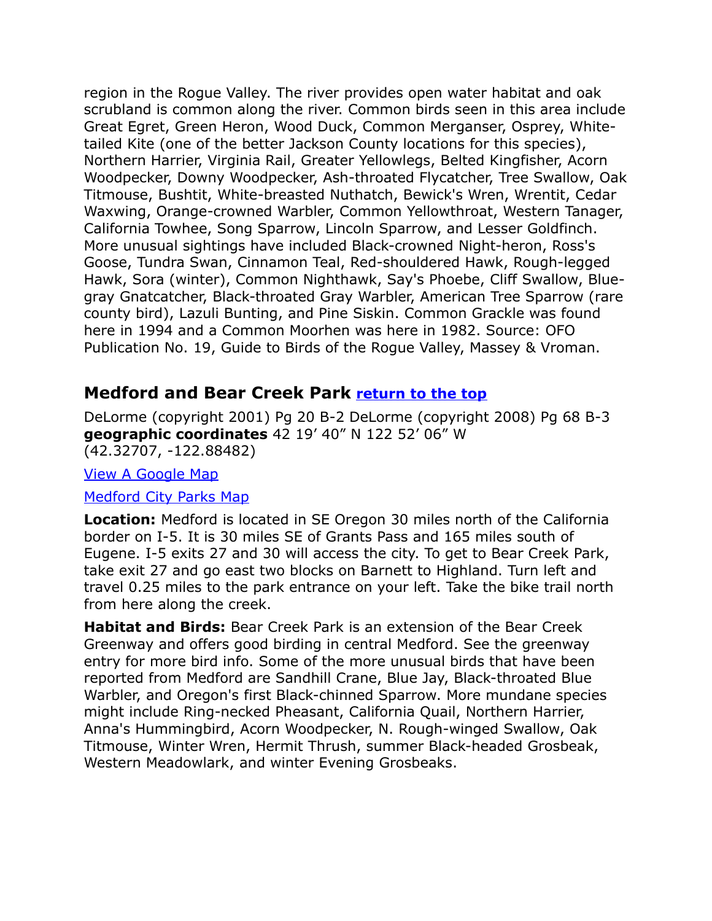region in the Rogue Valley. The river provides open water habitat and oak scrubland is common along the river. Common birds seen in this area include Great Egret, Green Heron, Wood Duck, Common Merganser, Osprey, White-tailed Kite (one of the better Jackson County locations for this species), Northern Harrier, Virginia Rail, Greater Yellowlegs, Belted Kingfisher, Acorn Woodpecker, Downy Woodpecker, Ash-throated Flycatcher, Tree Swallow, Oak Titmouse, Bushtit, White-breasted Nuthatch, Bewick's Wren, Wrentit, Cedar Waxwing, Orange-crowned Warbler, Common Yellowthroat, Western Tanager, California Towhee, Song Sparrow, Lincoln Sparrow, and Lesser Goldfinch. More unusual sightings have included Black-crowned Night-heron, Ross's Goose, Tundra Swan, Cinnamon Teal, Red-shouldered Hawk, Rough-legged Hawk, Sora (winter), Common Nighthawk, Say's Phoebe, Cliff Swallow, Blue-gray Gnatcatcher, Black-throated Gray Warbler, American Tree Sparrow (rare county bird), Lazuli Bunting, and Pine Siskin. Common Grackle was found here in 1994 and a Common Moorhen was here in 1982. Source: OFO Publication No. 19, Guide to Birds of the Rogue Valley, Massey & Vroman.

## Medford and Bear Creek Park [return to the top]

DeLorme (copyright 2001) Pg 20 B-2 DeLorme (copyright 2008) Pg 68 B-3 **geographic coordinates** 42 19' 40" N 122 52' 06" W (42.32707, -122.88482)

[View A Google Map]

[Medford City Parks Map]

**Location:** Medford is located in SE Oregon 30 miles north of the California border on I-5. It is 30 miles SE of Grants Pass and 165 miles south of Eugene. I-5 exits 27 and 30 will access the city. To get to Bear Creek Park, take exit 27 and go east two blocks on Barnett to Highland. Turn left and travel 0.25 miles to the park entrance on your left. Take the bike trail north from here along the creek.

**Habitat and Birds:** Bear Creek Park is an extension of the Bear Creek Greenway and offers good birding in central Medford. See the greenway entry for more bird info. Some of the more unusual birds that have been reported from Medford are Sandhill Crane, Blue Jay, Black-throated Blue Warbler, and Oregon's first Black-chinned Sparrow. More mundane species might include Ring-necked Pheasant, California Quail, Northern Harrier, Anna's Hummingbird, Acorn Woodpecker, N. Rough-winged Swallow, Oak Titmouse, Winter Wren, Hermit Thrush, summer Black-headed Grosbeak, Western Meadowlark, and winter Evening Grosbeaks.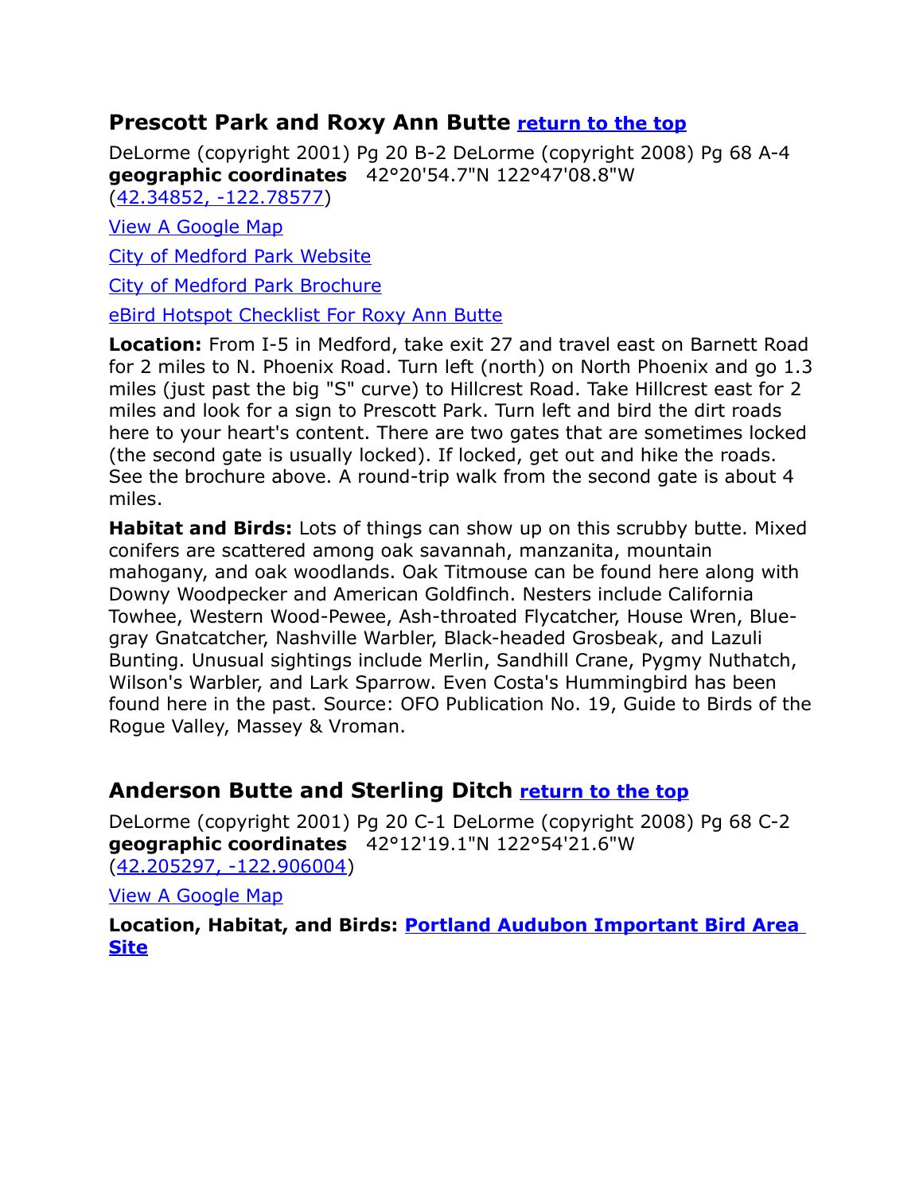## Prescott Park and Roxy Ann Butte return to the top

DeLorme (copyright 2001) Pg 20 B-2 DeLorme (copyright 2008) Pg 68 A-4
**geographic coordinates** 42°20'54.7"N 122°47'08.8"W
(42.34852, -122.78577)

View A Google Map

City of Medford Park Website

City of Medford Park Brochure

eBird Hotspot Checklist For Roxy Ann Butte

**Location:** From I-5 in Medford, take exit 27 and travel east on Barnett Road for 2 miles to N. Phoenix Road. Turn left (north) on North Phoenix and go 1.3 miles (just past the big "S" curve) to Hillcrest Road. Take Hillcrest east for 2 miles and look for a sign to Prescott Park. Turn left and bird the dirt roads here to your heart's content. There are two gates that are sometimes locked (the second gate is usually locked). If locked, get out and hike the roads. See the brochure above. A round-trip walk from the second gate is about 4 miles.

**Habitat and Birds:** Lots of things can show up on this scrubby butte. Mixed conifers are scattered among oak savannah, manzanita, mountain mahogany, and oak woodlands. Oak Titmouse can be found here along with Downy Woodpecker and American Goldfinch. Nesters include California Towhee, Western Wood-Pewee, Ash-throated Flycatcher, House Wren, Blue-gray Gnatcatcher, Nashville Warbler, Black-headed Grosbeak, and Lazuli Bunting. Unusual sightings include Merlin, Sandhill Crane, Pygmy Nuthatch, Wilson's Warbler, and Lark Sparrow. Even Costa's Hummingbird has been found here in the past. Source: OFO Publication No. 19, Guide to Birds of the Rogue Valley, Massey & Vroman.

## Anderson Butte and Sterling Ditch return to the top

DeLorme (copyright 2001) Pg 20 C-1 DeLorme (copyright 2008) Pg 68 C-2
**geographic coordinates** 42°12'19.1"N 122°54'21.6"W
(42.205297, -122.906004)

View A Google Map

**Location, Habitat, and Birds: Portland Audubon Important Bird Area Site**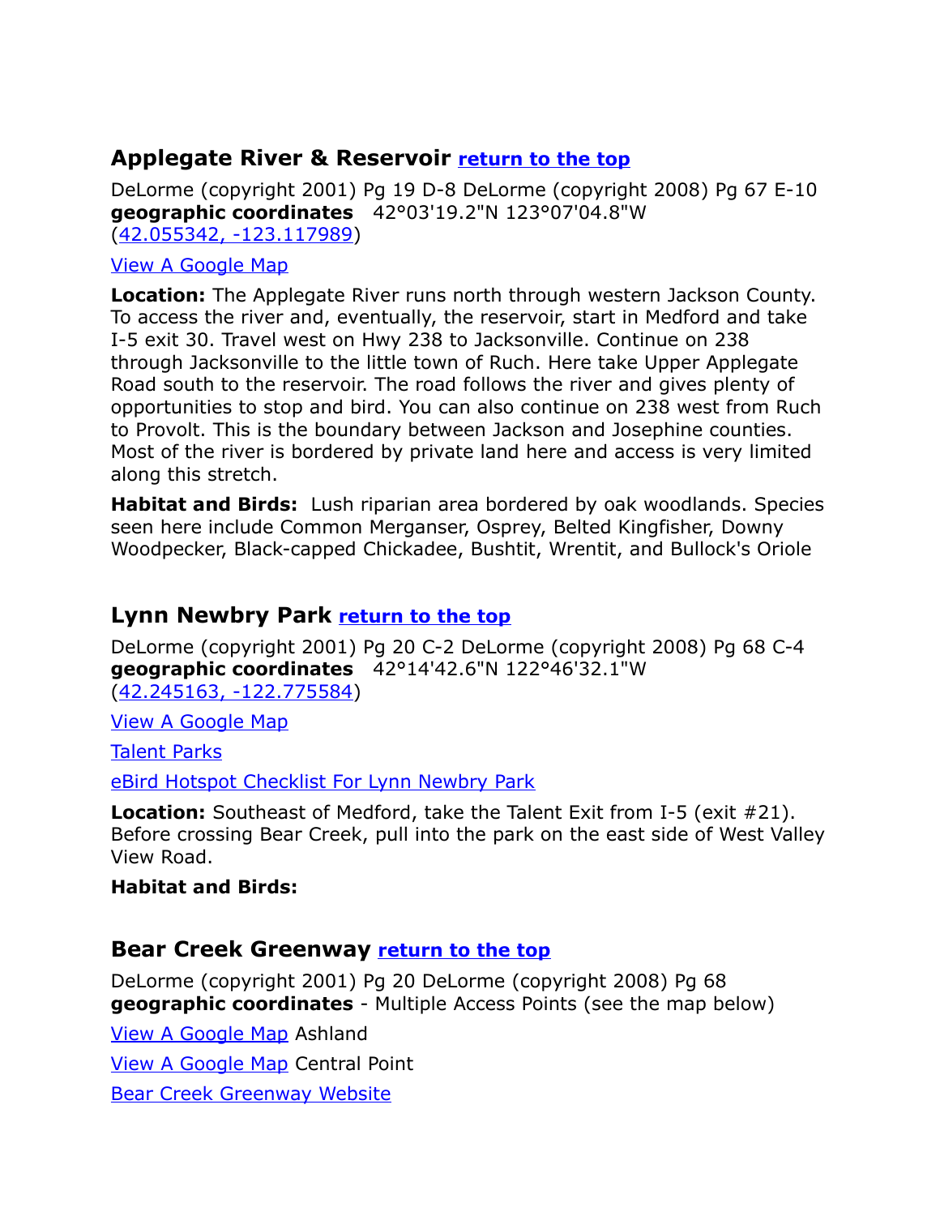## Applegate River & Reservoir [return to the top]

DeLorme (copyright 2001) Pg 19 D-8 DeLorme (copyright 2008) Pg 67 E-10
**geographic coordinates** 42°03'19.2"N 123°07'04.8"W
(42.055342, -123.117989)

View A Google Map

**Location:** The Applegate River runs north through western Jackson County. To access the river and, eventually, the reservoir, start in Medford and take I-5 exit 30. Travel west on Hwy 238 to Jacksonville. Continue on 238 through Jacksonville to the little town of Ruch. Here take Upper Applegate Road south to the reservoir. The road follows the river and gives plenty of opportunities to stop and bird. You can also continue on 238 west from Ruch to Provolt. This is the boundary between Jackson and Josephine counties. Most of the river is bordered by private land here and access is very limited along this stretch.

**Habitat and Birds:** Lush riparian area bordered by oak woodlands. Species seen here include Common Merganser, Osprey, Belted Kingfisher, Downy Woodpecker, Black-capped Chickadee, Bushtit, Wrentit, and Bullock's Oriole

## Lynn Newbry Park [return to the top]

DeLorme (copyright 2001) Pg 20 C-2 DeLorme (copyright 2008) Pg 68 C-4
**geographic coordinates** 42°14'42.6"N 122°46'32.1"W
(42.245163, -122.775584)

View A Google Map

Talent Parks

eBird Hotspot Checklist For Lynn Newbry Park

**Location:** Southeast of Medford, take the Talent Exit from I-5 (exit #21). Before crossing Bear Creek, pull into the park on the east side of West Valley View Road.

**Habitat and Birds:**

## Bear Creek Greenway [return to the top]

DeLorme (copyright 2001) Pg 20 DeLorme (copyright 2008) Pg 68
**geographic coordinates** - Multiple Access Points (see the map below)

View A Google Map Ashland

View A Google Map Central Point

Bear Creek Greenway Website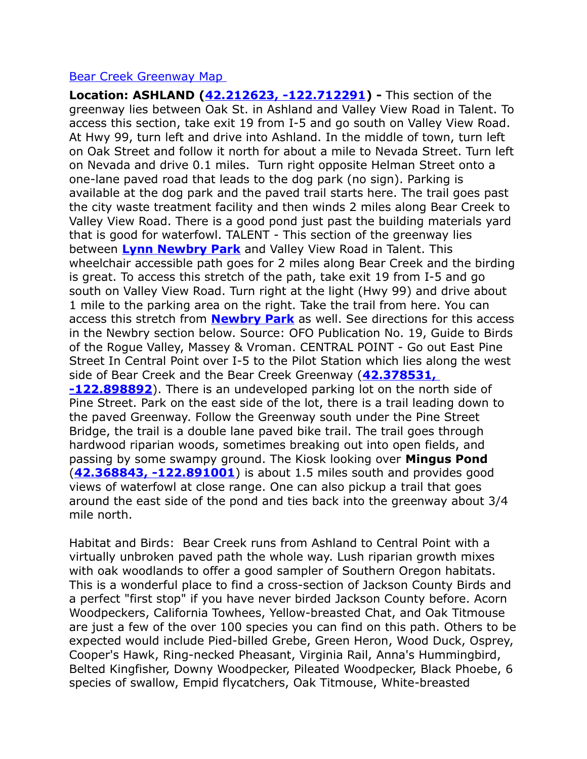Bear Creek Greenway Map

**Location: ASHLAND (42.212623, -122.712291) -** This section of the greenway lies between Oak St. in Ashland and Valley View Road in Talent. To access this section, take exit 19 from I-5 and go south on Valley View Road. At Hwy 99, turn left and drive into Ashland. In the middle of town, turn left on Oak Street and follow it north for about a mile to Nevada Street. Turn left on Nevada and drive 0.1 miles. Turn right opposite Helman Street onto a one-lane paved road that leads to the dog park (no sign). Parking is available at the dog park and the paved trail starts here. The trail goes past the city waste treatment facility and then winds 2 miles along Bear Creek to Valley View Road. There is a good pond just past the building materials yard that is good for waterfowl. TALENT - This section of the greenway lies between **Lynn Newbry Park** and Valley View Road in Talent. This wheelchair accessible path goes for 2 miles along Bear Creek and the birding is great. To access this stretch of the path, take exit 19 from I-5 and go south on Valley View Road. Turn right at the light (Hwy 99) and drive about 1 mile to the parking area on the right. Take the trail from here. You can access this stretch from **Newbry Park** as well. See directions for this access in the Newbry section below. Source: OFO Publication No. 19, Guide to Birds of the Rogue Valley, Massey & Vroman. CENTRAL POINT - Go out East Pine Street In Central Point over I-5 to the Pilot Station which lies along the west side of Bear Creek and the Bear Creek Greenway (**42.378531, -122.898892**). There is an undeveloped parking lot on the north side of Pine Street. Park on the east side of the lot, there is a trail leading down to the paved Greenway. Follow the Greenway south under the Pine Street Bridge, the trail is a double lane paved bike trail. The trail goes through hardwood riparian woods, sometimes breaking out into open fields, and passing by some swampy ground. The Kiosk looking over **Mingus Pond** (**42.368843, -122.891001**) is about 1.5 miles south and provides good views of waterfowl at close range. One can also pickup a trail that goes around the east side of the pond and ties back into the greenway about 3/4 mile north.

Habitat and Birds: Bear Creek runs from Ashland to Central Point with a virtually unbroken paved path the whole way. Lush riparian growth mixes with oak woodlands to offer a good sampler of Southern Oregon habitats. This is a wonderful place to find a cross-section of Jackson County Birds and a perfect "first stop" if you have never birded Jackson County before. Acorn Woodpeckers, California Towhees, Yellow-breasted Chat, and Oak Titmouse are just a few of the over 100 species you can find on this path. Others to be expected would include Pied-billed Grebe, Green Heron, Wood Duck, Osprey, Cooper's Hawk, Ring-necked Pheasant, Virginia Rail, Anna's Hummingbird, Belted Kingfisher, Downy Woodpecker, Pileated Woodpecker, Black Phoebe, 6 species of swallow, Empid flycatchers, Oak Titmouse, White-breasted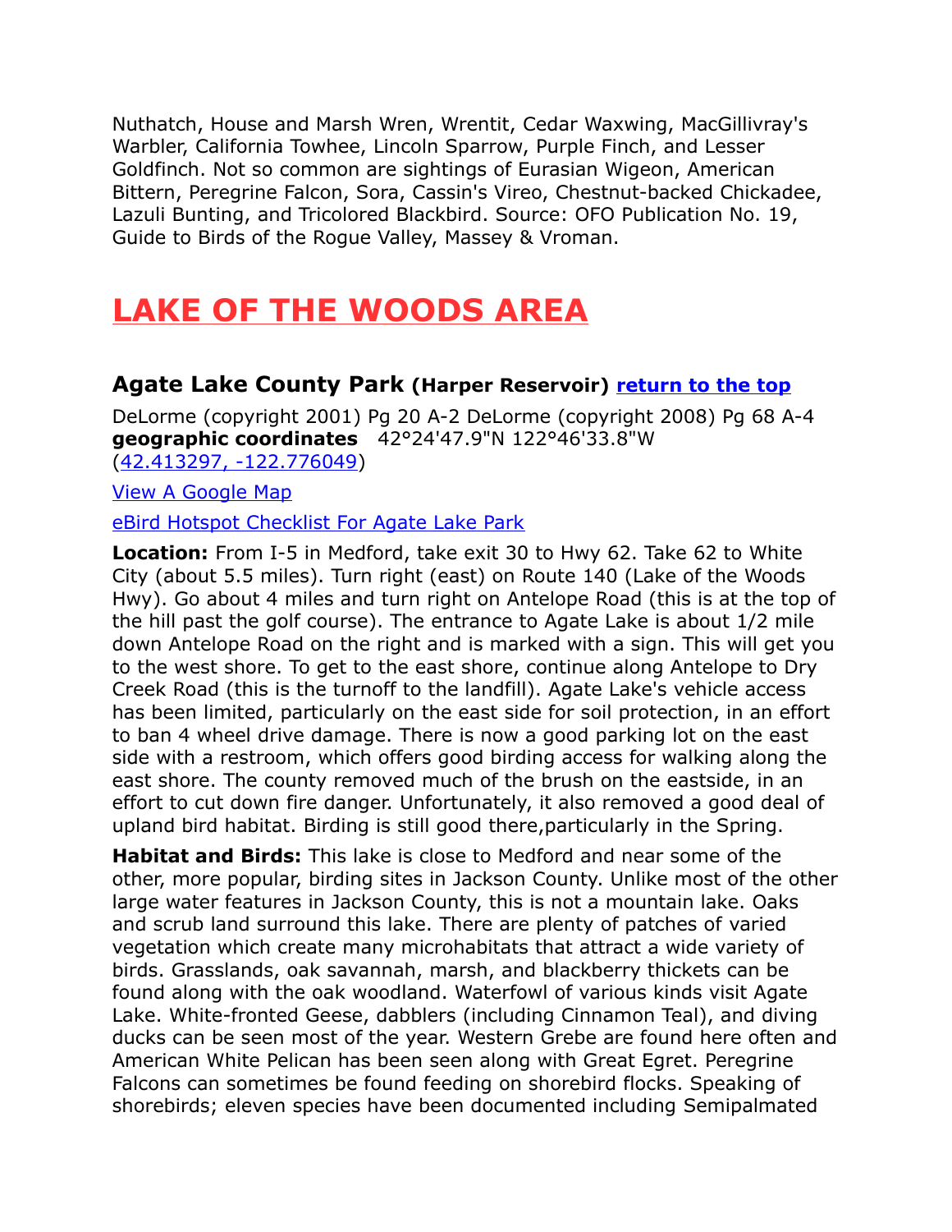Nuthatch, House and Marsh Wren, Wrentit, Cedar Waxwing, MacGillivray's Warbler, California Towhee, Lincoln Sparrow, Purple Finch, and Lesser Goldfinch. Not so common are sightings of Eurasian Wigeon, American Bittern, Peregrine Falcon, Sora, Cassin's Vireo, Chestnut-backed Chickadee, Lazuli Bunting, and Tricolored Blackbird. Source: OFO Publication No. 19, Guide to Birds of the Rogue Valley, Massey & Vroman.

# LAKE OF THE WOODS AREA

### Agate Lake County Park (Harper Reservoir) [return to the top]

DeLorme (copyright 2001) Pg 20 A-2 DeLorme (copyright 2008) Pg 68 A-4
**geographic coordinates** 42°24'47.9"N 122°46'33.8"W (42.413297, -122.776049)

View A Google Map

eBird Hotspot Checklist For Agate Lake Park

**Location:** From I-5 in Medford, take exit 30 to Hwy 62. Take 62 to White City (about 5.5 miles). Turn right (east) on Route 140 (Lake of the Woods Hwy). Go about 4 miles and turn right on Antelope Road (this is at the top of the hill past the golf course). The entrance to Agate Lake is about 1/2 mile down Antelope Road on the right and is marked with a sign. This will get you to the west shore. To get to the east shore, continue along Antelope to Dry Creek Road (this is the turnoff to the landfill). Agate Lake's vehicle access has been limited, particularly on the east side for soil protection, in an effort to ban 4 wheel drive damage. There is now a good parking lot on the east side with a restroom, which offers good birding access for walking along the east shore. The county removed much of the brush on the eastside, in an effort to cut down fire danger. Unfortunately, it also removed a good deal of upland bird habitat. Birding is still good there,particularly in the Spring.

**Habitat and Birds:** This lake is close to Medford and near some of the other, more popular, birding sites in Jackson County. Unlike most of the other large water features in Jackson County, this is not a mountain lake. Oaks and scrub land surround this lake. There are plenty of patches of varied vegetation which create many microhabitats that attract a wide variety of birds. Grasslands, oak savannah, marsh, and blackberry thickets can be found along with the oak woodland. Waterfowl of various kinds visit Agate Lake. White-fronted Geese, dabblers (including Cinnamon Teal), and diving ducks can be seen most of the year. Western Grebe are found here often and American White Pelican has been seen along with Great Egret. Peregrine Falcons can sometimes be found feeding on shorebird flocks. Speaking of shorebirds; eleven species have been documented including Semipalmated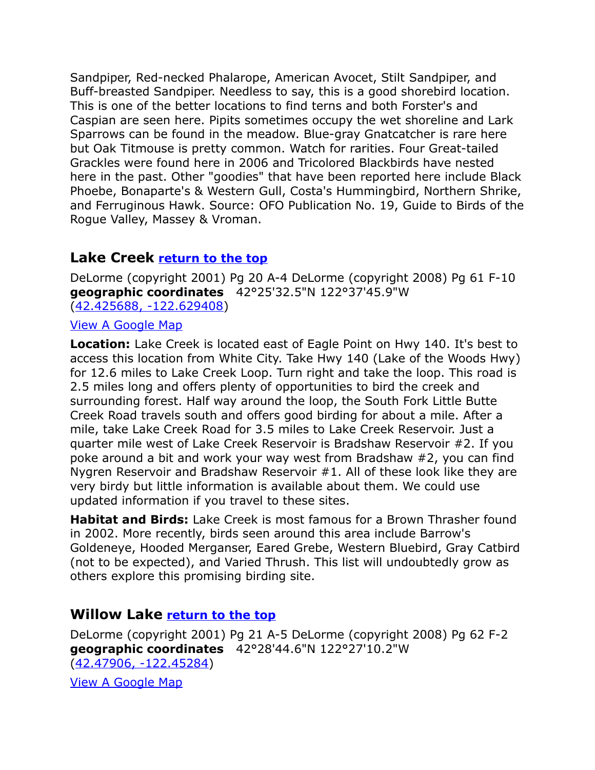Sandpiper, Red-necked Phalarope, American Avocet, Stilt Sandpiper, and Buff-breasted Sandpiper. Needless to say, this is a good shorebird location. This is one of the better locations to find terns and both Forster's and Caspian are seen here. Pipits sometimes occupy the wet shoreline and Lark Sparrows can be found in the meadow. Blue-gray Gnatcatcher is rare here but Oak Titmouse is pretty common. Watch for rarities. Four Great-tailed Grackles were found here in 2006 and Tricolored Blackbirds have nested here in the past. Other "goodies" that have been reported here include Black Phoebe, Bonaparte's & Western Gull, Costa's Hummingbird, Northern Shrike, and Ferruginous Hawk. Source: OFO Publication No. 19, Guide to Birds of the Rogue Valley, Massey & Vroman.

## Lake Creek [return to the top]

DeLorme (copyright 2001) Pg 20 A-4 DeLorme (copyright 2008) Pg 61 F-10
**geographic coordinates** 42°25'32.5"N 122°37'45.9"W
(42.425688, -122.629408)

View A Google Map

**Location:** Lake Creek is located east of Eagle Point on Hwy 140. It's best to access this location from White City. Take Hwy 140 (Lake of the Woods Hwy) for 12.6 miles to Lake Creek Loop. Turn right and take the loop. This road is 2.5 miles long and offers plenty of opportunities to bird the creek and surrounding forest. Half way around the loop, the South Fork Little Butte Creek Road travels south and offers good birding for about a mile. After a mile, take Lake Creek Road for 3.5 miles to Lake Creek Reservoir. Just a quarter mile west of Lake Creek Reservoir is Bradshaw Reservoir #2. If you poke around a bit and work your way west from Bradshaw #2, you can find Nygren Reservoir and Bradshaw Reservoir #1. All of these look like they are very birdy but little information is available about them. We could use updated information if you travel to these sites.

**Habitat and Birds:** Lake Creek is most famous for a Brown Thrasher found in 2002. More recently, birds seen around this area include Barrow's Goldeneye, Hooded Merganser, Eared Grebe, Western Bluebird, Gray Catbird (not to be expected), and Varied Thrush. This list will undoubtedly grow as others explore this promising birding site.

## Willow Lake [return to the top]

DeLorme (copyright 2001) Pg 21 A-5 DeLorme (copyright 2008) Pg 62 F-2
**geographic coordinates** 42°28'44.6"N 122°27'10.2"W
(42.47906, -122.45284)

View A Google Map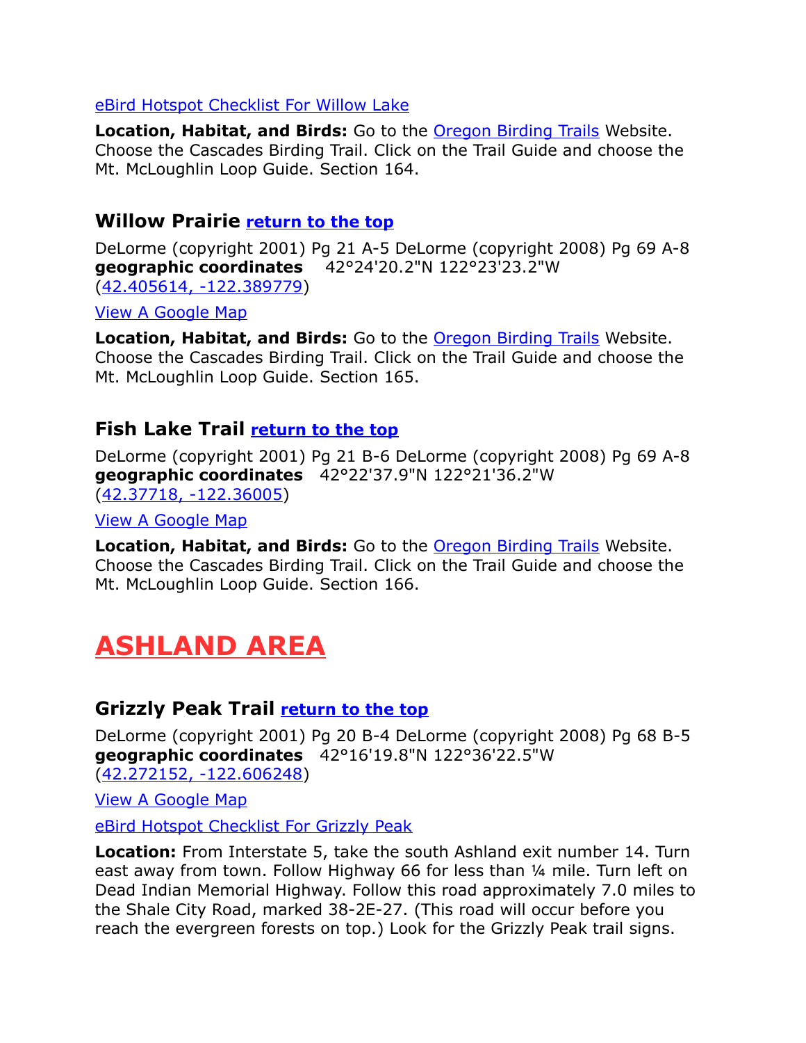eBird Hotspot Checklist For Willow Lake

**Location, Habitat, and Birds:** Go to the Oregon Birding Trails Website. Choose the Cascades Birding Trail. Click on the Trail Guide and choose the Mt. McLoughlin Loop Guide. Section 164.

### Willow Prairie return to the top

DeLorme (copyright 2001) Pg 21 A-5 DeLorme (copyright 2008) Pg 69 A-8
**geographic coordinates** 42°24'20.2"N 122°23'23.2"W
(42.405614, -122.389779)

View A Google Map

**Location, Habitat, and Birds:** Go to the Oregon Birding Trails Website. Choose the Cascades Birding Trail. Click on the Trail Guide and choose the Mt. McLoughlin Loop Guide. Section 165.

### Fish Lake Trail return to the top

DeLorme (copyright 2001) Pg 21 B-6 DeLorme (copyright 2008) Pg 69 A-8
**geographic coordinates** 42°22'37.9"N 122°21'36.2"W
(42.37718, -122.36005)

View A Google Map

**Location, Habitat, and Birds:** Go to the Oregon Birding Trails Website. Choose the Cascades Birding Trail. Click on the Trail Guide and choose the Mt. McLoughlin Loop Guide. Section 166.

# ASHLAND AREA

### Grizzly Peak Trail return to the top

DeLorme (copyright 2001) Pg 20 B-4 DeLorme (copyright 2008) Pg 68 B-5
**geographic coordinates** 42°16'19.8"N 122°36'22.5"W
(42.272152, -122.606248)

View A Google Map

eBird Hotspot Checklist For Grizzly Peak

**Location:** From Interstate 5, take the south Ashland exit number 14. Turn east away from town. Follow Highway 66 for less than ¼ mile. Turn left on Dead Indian Memorial Highway. Follow this road approximately 7.0 miles to the Shale City Road, marked 38-2E-27. (This road will occur before you reach the evergreen forests on top.) Look for the Grizzly Peak trail signs.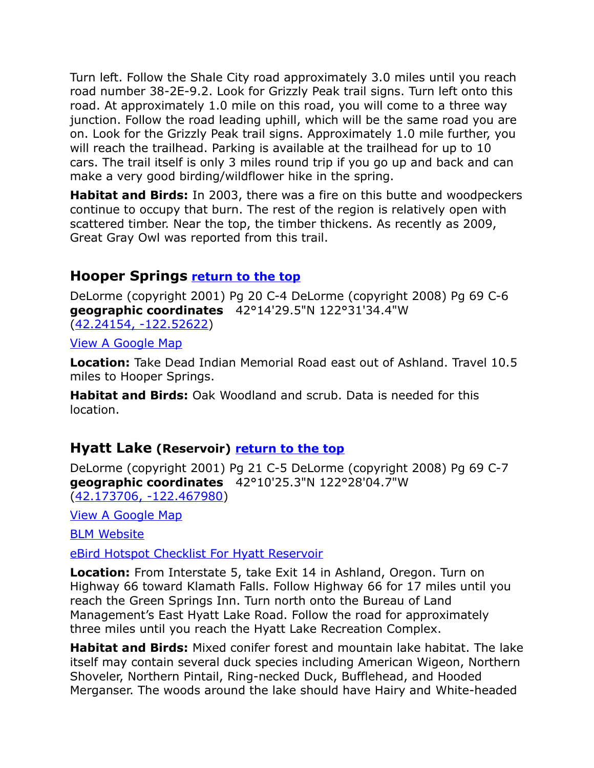Turn left. Follow the Shale City road approximately 3.0 miles until you reach road number 38-2E-9.2. Look for Grizzly Peak trail signs. Turn left onto this road. At approximately 1.0 mile on this road, you will come to a three way junction. Follow the road leading uphill, which will be the same road you are on. Look for the Grizzly Peak trail signs. Approximately 1.0 mile further, you will reach the trailhead. Parking is available at the trailhead for up to 10 cars. The trail itself is only 3 miles round trip if you go up and back and can make a very good birding/wildflower hike in the spring.

**Habitat and Birds:** In 2003, there was a fire on this butte and woodpeckers continue to occupy that burn. The rest of the region is relatively open with scattered timber. Near the top, the timber thickens. As recently as 2009, Great Gray Owl was reported from this trail.

## Hooper Springs return to the top

DeLorme (copyright 2001) Pg 20 C-4 DeLorme (copyright 2008) Pg 69 C-6
**geographic coordinates** 42°14'29.5"N 122°31'34.4"W
(42.24154, -122.52622)

View A Google Map

**Location:** Take Dead Indian Memorial Road east out of Ashland. Travel 10.5 miles to Hooper Springs.

**Habitat and Birds:** Oak Woodland and scrub. Data is needed for this location.

## Hyatt Lake (Reservoir) return to the top

DeLorme (copyright 2001) Pg 21 C-5 DeLorme (copyright 2008) Pg 69 C-7
**geographic coordinates** 42°10'25.3"N 122°28'04.7"W
(42.173706, -122.467980)

View A Google Map

BLM Website

eBird Hotspot Checklist For Hyatt Reservoir

**Location:** From Interstate 5, take Exit 14 in Ashland, Oregon. Turn on Highway 66 toward Klamath Falls. Follow Highway 66 for 17 miles until you reach the Green Springs Inn. Turn north onto the Bureau of Land Management's East Hyatt Lake Road. Follow the road for approximately three miles until you reach the Hyatt Lake Recreation Complex.

**Habitat and Birds:** Mixed conifer forest and mountain lake habitat. The lake itself may contain several duck species including American Wigeon, Northern Shoveler, Northern Pintail, Ring-necked Duck, Bufflehead, and Hooded Merganser. The woods around the lake should have Hairy and White-headed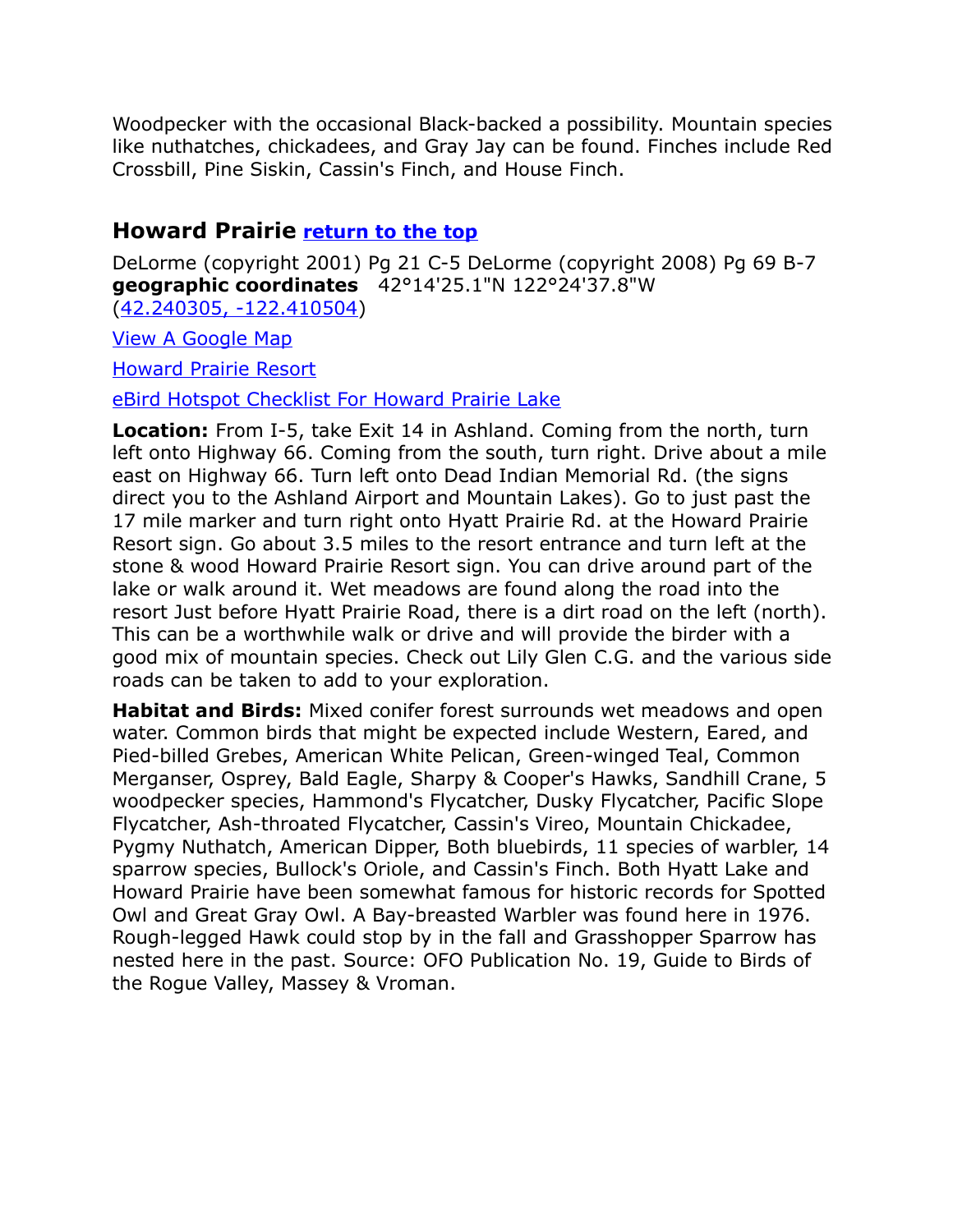Woodpecker with the occasional Black-backed a possibility. Mountain species like nuthatches, chickadees, and Gray Jay can be found. Finches include Red Crossbill, Pine Siskin, Cassin's Finch, and House Finch.

## Howard Prairie [return to the top]

DeLorme (copyright 2001) Pg 21 C-5 DeLorme (copyright 2008) Pg 69 B-7 **geographic coordinates** 42°14'25.1"N 122°24'37.8"W (42.240305, -122.410504)

View A Google Map

Howard Prairie Resort

eBird Hotspot Checklist For Howard Prairie Lake

**Location:** From I-5, take Exit 14 in Ashland. Coming from the north, turn left onto Highway 66. Coming from the south, turn right. Drive about a mile east on Highway 66. Turn left onto Dead Indian Memorial Rd. (the signs direct you to the Ashland Airport and Mountain Lakes). Go to just past the 17 mile marker and turn right onto Hyatt Prairie Rd. at the Howard Prairie Resort sign. Go about 3.5 miles to the resort entrance and turn left at the stone & wood Howard Prairie Resort sign. You can drive around part of the lake or walk around it. Wet meadows are found along the road into the resort Just before Hyatt Prairie Road, there is a dirt road on the left (north). This can be a worthwhile walk or drive and will provide the birder with a good mix of mountain species. Check out Lily Glen C.G. and the various side roads can be taken to add to your exploration.

**Habitat and Birds:** Mixed conifer forest surrounds wet meadows and open water. Common birds that might be expected include Western, Eared, and Pied-billed Grebes, American White Pelican, Green-winged Teal, Common Merganser, Osprey, Bald Eagle, Sharpy & Cooper's Hawks, Sandhill Crane, 5 woodpecker species, Hammond's Flycatcher, Dusky Flycatcher, Pacific Slope Flycatcher, Ash-throated Flycatcher, Cassin's Vireo, Mountain Chickadee, Pygmy Nuthatch, American Dipper, Both bluebirds, 11 species of warbler, 14 sparrow species, Bullock's Oriole, and Cassin's Finch. Both Hyatt Lake and Howard Prairie have been somewhat famous for historic records for Spotted Owl and Great Gray Owl. A Bay-breasted Warbler was found here in 1976. Rough-legged Hawk could stop by in the fall and Grasshopper Sparrow has nested here in the past. Source: OFO Publication No. 19, Guide to Birds of the Rogue Valley, Massey & Vroman.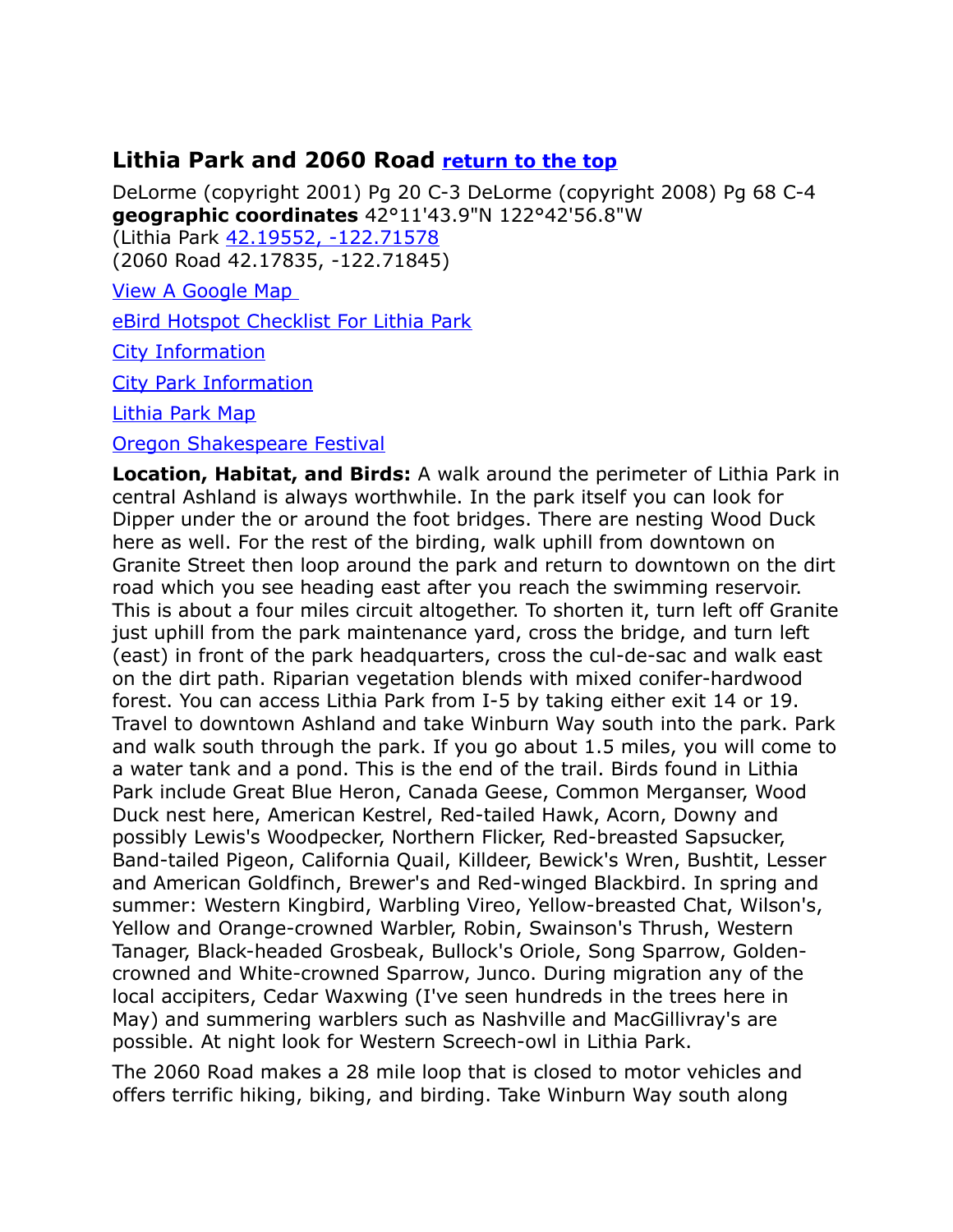## Lithia Park and 2060 Road [return to the top]

DeLorme (copyright 2001) Pg 20 C-3 DeLorme (copyright 2008) Pg 68 C-4
**geographic coordinates** 42°11'43.9"N 122°42'56.8"W
(Lithia Park 42.19552, -122.71578
(2060 Road 42.17835, -122.71845)

View A Google Map

eBird Hotspot Checklist For Lithia Park

City Information

City Park Information

Lithia Park Map

Oregon Shakespeare Festival

**Location, Habitat, and Birds:** A walk around the perimeter of Lithia Park in central Ashland is always worthwhile. In the park itself you can look for Dipper under the or around the foot bridges. There are nesting Wood Duck here as well. For the rest of the birding, walk uphill from downtown on Granite Street then loop around the park and return to downtown on the dirt road which you see heading east after you reach the swimming reservoir. This is about a four miles circuit altogether. To shorten it, turn left off Granite just uphill from the park maintenance yard, cross the bridge, and turn left (east) in front of the park headquarters, cross the cul-de-sac and walk east on the dirt path. Riparian vegetation blends with mixed conifer-hardwood forest. You can access Lithia Park from I-5 by taking either exit 14 or 19. Travel to downtown Ashland and take Winburn Way south into the park. Park and walk south through the park. If you go about 1.5 miles, you will come to a water tank and a pond. This is the end of the trail. Birds found in Lithia Park include Great Blue Heron, Canada Geese, Common Merganser, Wood Duck nest here, American Kestrel, Red-tailed Hawk, Acorn, Downy and possibly Lewis's Woodpecker, Northern Flicker, Red-breasted Sapsucker, Band-tailed Pigeon, California Quail, Killdeer, Bewick's Wren, Bushtit, Lesser and American Goldfinch, Brewer's and Red-winged Blackbird. In spring and summer: Western Kingbird, Warbling Vireo, Yellow-breasted Chat, Wilson's, Yellow and Orange-crowned Warbler, Robin, Swainson's Thrush, Western Tanager, Black-headed Grosbeak, Bullock's Oriole, Song Sparrow, Golden-crowned and White-crowned Sparrow, Junco. During migration any of the local accipiters, Cedar Waxwing (I've seen hundreds in the trees here in May) and summering warblers such as Nashville and MacGillivray's are possible. At night look for Western Screech-owl in Lithia Park.

The 2060 Road makes a 28 mile loop that is closed to motor vehicles and offers terrific hiking, biking, and birding. Take Winburn Way south along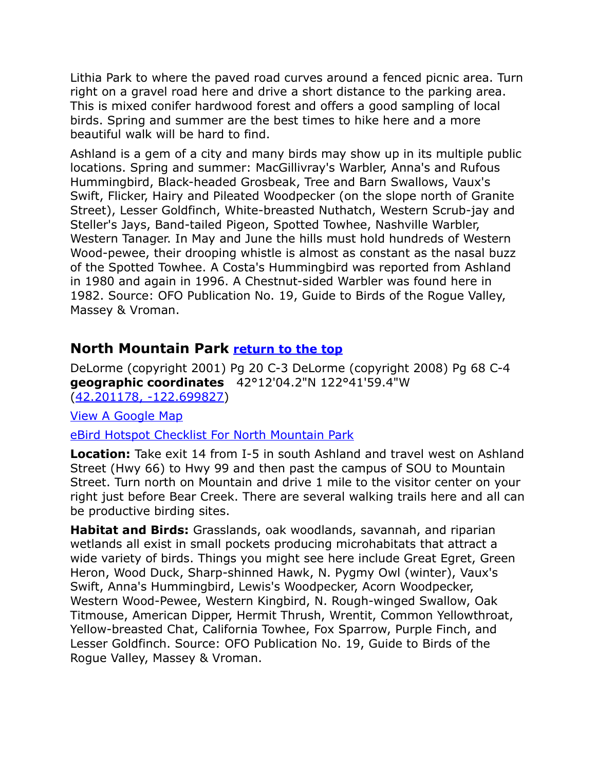Lithia Park to where the paved road curves around a fenced picnic area. Turn right on a gravel road here and drive a short distance to the parking area. This is mixed conifer hardwood forest and offers a good sampling of local birds. Spring and summer are the best times to hike here and a more beautiful walk will be hard to find.

Ashland is a gem of a city and many birds may show up in its multiple public locations. Spring and summer: MacGillivray's Warbler, Anna's and Rufous Hummingbird, Black-headed Grosbeak, Tree and Barn Swallows, Vaux's Swift, Flicker, Hairy and Pileated Woodpecker (on the slope north of Granite Street), Lesser Goldfinch, White-breasted Nuthatch, Western Scrub-jay and Steller's Jays, Band-tailed Pigeon, Spotted Towhee, Nashville Warbler, Western Tanager. In May and June the hills must hold hundreds of Western Wood-pewee, their drooping whistle is almost as constant as the nasal buzz of the Spotted Towhee. A Costa's Hummingbird was reported from Ashland in 1980 and again in 1996. A Chestnut-sided Warbler was found here in 1982. Source: OFO Publication No. 19, Guide to Birds of the Rogue Valley, Massey & Vroman.

## North Mountain Park [return to the top]

DeLorme (copyright 2001) Pg 20 C-3 DeLorme (copyright 2008) Pg 68 C-4
**geographic coordinates** 42°12'04.2"N 122°41'59.4"W (42.201178, -122.699827)

View A Google Map

eBird Hotspot Checklist For North Mountain Park

**Location:** Take exit 14 from I-5 in south Ashland and travel west on Ashland Street (Hwy 66) to Hwy 99 and then past the campus of SOU to Mountain Street. Turn north on Mountain and drive 1 mile to the visitor center on your right just before Bear Creek. There are several walking trails here and all can be productive birding sites.

**Habitat and Birds:** Grasslands, oak woodlands, savannah, and riparian wetlands all exist in small pockets producing microhabitats that attract a wide variety of birds. Things you might see here include Great Egret, Green Heron, Wood Duck, Sharp-shinned Hawk, N. Pygmy Owl (winter), Vaux's Swift, Anna's Hummingbird, Lewis's Woodpecker, Acorn Woodpecker, Western Wood-Pewee, Western Kingbird, N. Rough-winged Swallow, Oak Titmouse, American Dipper, Hermit Thrush, Wrentit, Common Yellowthroat, Yellow-breasted Chat, California Towhee, Fox Sparrow, Purple Finch, and Lesser Goldfinch. Source: OFO Publication No. 19, Guide to Birds of the Rogue Valley, Massey & Vroman.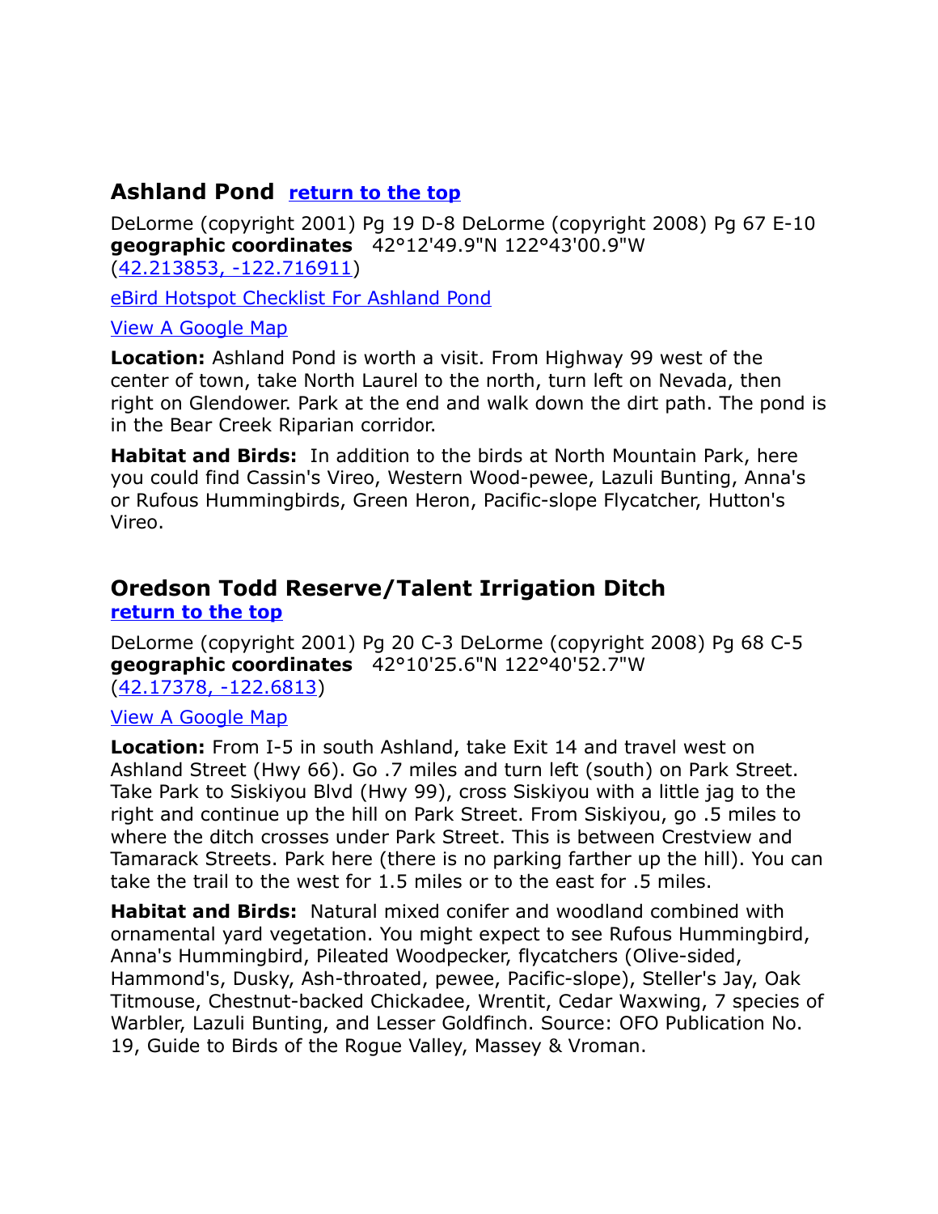## Ashland Pond [return to the top]

DeLorme (copyright 2001) Pg 19 D-8 DeLorme (copyright 2008) Pg 67 E-10
**geographic coordinates** 42°12'49.9"N 122°43'00.9"W
(42.213853, -122.716911)

eBird Hotspot Checklist For Ashland Pond

View A Google Map

**Location:** Ashland Pond is worth a visit. From Highway 99 west of the center of town, take North Laurel to the north, turn left on Nevada, then right on Glendower. Park at the end and walk down the dirt path. The pond is in the Bear Creek Riparian corridor.

**Habitat and Birds:** In addition to the birds at North Mountain Park, here you could find Cassin's Vireo, Western Wood-pewee, Lazuli Bunting, Anna's or Rufous Hummingbirds, Green Heron, Pacific-slope Flycatcher, Hutton's Vireo.

## Oredson Todd Reserve/Talent Irrigation Ditch [return to the top]

DeLorme (copyright 2001) Pg 20 C-3 DeLorme (copyright 2008) Pg 68 C-5
**geographic coordinates** 42°10'25.6"N 122°40'52.7"W
(42.17378, -122.6813)

View A Google Map

**Location:** From I-5 in south Ashland, take Exit 14 and travel west on Ashland Street (Hwy 66). Go .7 miles and turn left (south) on Park Street. Take Park to Siskiyou Blvd (Hwy 99), cross Siskiyou with a little jag to the right and continue up the hill on Park Street. From Siskiyou, go .5 miles to where the ditch crosses under Park Street. This is between Crestview and Tamarack Streets. Park here (there is no parking farther up the hill). You can take the trail to the west for 1.5 miles or to the east for .5 miles.

**Habitat and Birds:** Natural mixed conifer and woodland combined with ornamental yard vegetation. You might expect to see Rufous Hummingbird, Anna's Hummingbird, Pileated Woodpecker, flycatchers (Olive-sided, Hammond's, Dusky, Ash-throated, pewee, Pacific-slope), Steller's Jay, Oak Titmouse, Chestnut-backed Chickadee, Wrentit, Cedar Waxwing, 7 species of Warbler, Lazuli Bunting, and Lesser Goldfinch. Source: OFO Publication No. 19, Guide to Birds of the Rogue Valley, Massey & Vroman.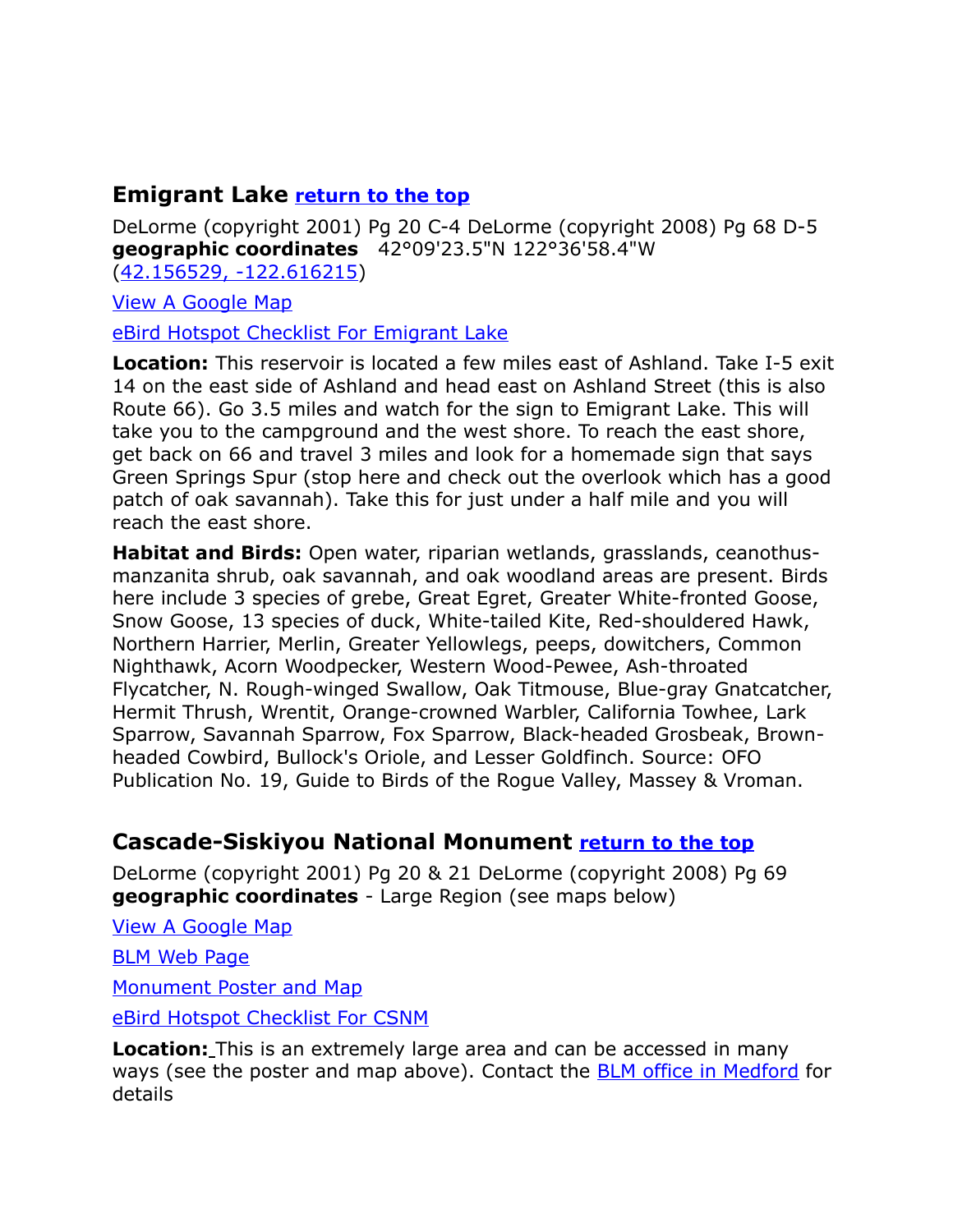## Emigrant Lake [return to the top]

DeLorme (copyright 2001) Pg 20 C-4 DeLorme (copyright 2008) Pg 68 D-5
**geographic coordinates** 42°09'23.5"N 122°36'58.4"W
(42.156529, -122.616215)

View A Google Map

eBird Hotspot Checklist For Emigrant Lake

**Location:** This reservoir is located a few miles east of Ashland. Take I-5 exit 14 on the east side of Ashland and head east on Ashland Street (this is also Route 66). Go 3.5 miles and watch for the sign to Emigrant Lake. This will take you to the campground and the west shore. To reach the east shore, get back on 66 and travel 3 miles and look for a homemade sign that says Green Springs Spur (stop here and check out the overlook which has a good patch of oak savannah). Take this for just under a half mile and you will reach the east shore.

**Habitat and Birds:** Open water, riparian wetlands, grasslands, ceanothus-manzanita shrub, oak savannah, and oak woodland areas are present. Birds here include 3 species of grebe, Great Egret, Greater White-fronted Goose, Snow Goose, 13 species of duck, White-tailed Kite, Red-shouldered Hawk, Northern Harrier, Merlin, Greater Yellowlegs, peeps, dowitchers, Common Nighthawk, Acorn Woodpecker, Western Wood-Pewee, Ash-throated Flycatcher, N. Rough-winged Swallow, Oak Titmouse, Blue-gray Gnatcatcher, Hermit Thrush, Wrentit, Orange-crowned Warbler, California Towhee, Lark Sparrow, Savannah Sparrow, Fox Sparrow, Black-headed Grosbeak, Brown-headed Cowbird, Bullock's Oriole, and Lesser Goldfinch. Source: OFO Publication No. 19, Guide to Birds of the Rogue Valley, Massey & Vroman.

## Cascade-Siskiyou National Monument [return to the top]

DeLorme (copyright 2001) Pg 20 & 21 DeLorme (copyright 2008) Pg 69
**geographic coordinates** - Large Region (see maps below)

View A Google Map

BLM Web Page

Monument Poster and Map

eBird Hotspot Checklist For CSNM

**Location:** This is an extremely large area and can be accessed in many ways (see the poster and map above). Contact the BLM office in Medford for details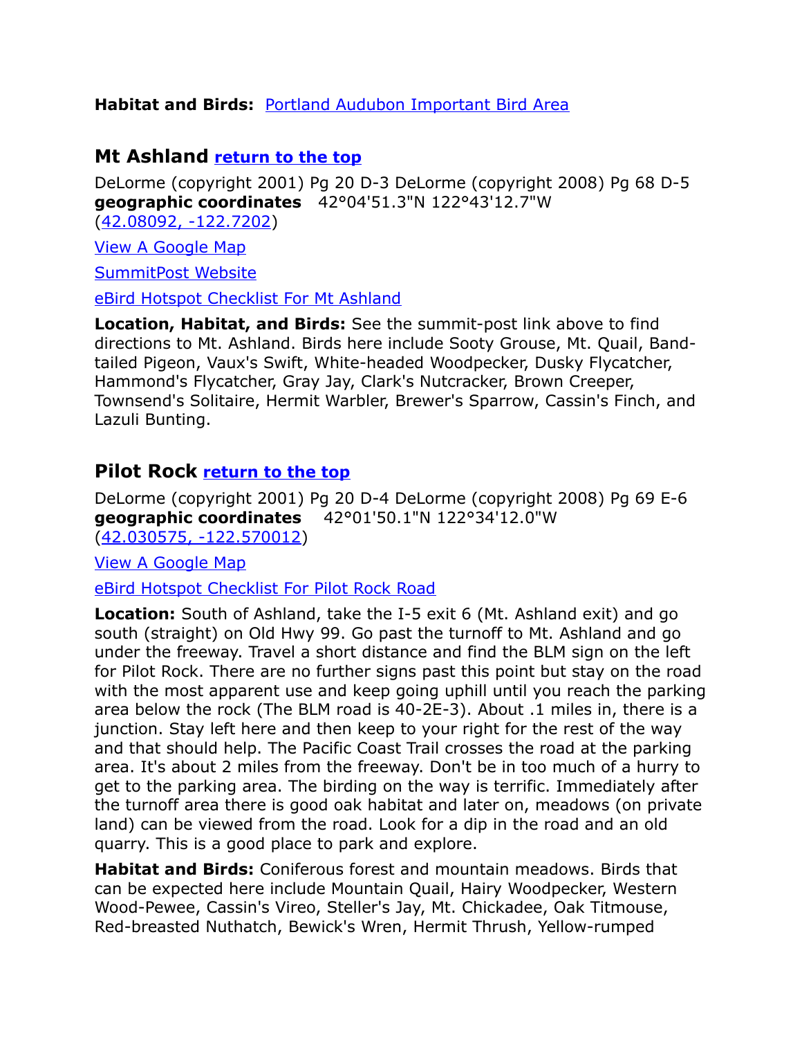**Habitat and Birds:** [Portland Audubon Important Bird Area]()

## Mt Ashland [return to the top]()

DeLorme (copyright 2001) Pg 20 D-3 DeLorme (copyright 2008) Pg 68 D-5
**geographic coordinates** 42°04'51.3"N 122°43'12.7"W
([42.08092, -122.7202]())

[View A Google Map]()

[SummitPost Website]()

[eBird Hotspot Checklist For Mt Ashland]()

**Location, Habitat, and Birds:** See the summit-post link above to find directions to Mt. Ashland. Birds here include Sooty Grouse, Mt. Quail, Band-tailed Pigeon, Vaux's Swift, White-headed Woodpecker, Dusky Flycatcher, Hammond's Flycatcher, Gray Jay, Clark's Nutcracker, Brown Creeper, Townsend's Solitaire, Hermit Warbler, Brewer's Sparrow, Cassin's Finch, and Lazuli Bunting.

## Pilot Rock [return to the top]()

DeLorme (copyright 2001) Pg 20 D-4 DeLorme (copyright 2008) Pg 69 E-6
**geographic coordinates** 42°01'50.1"N 122°34'12.0"W
([42.030575, -122.570012]())

[View A Google Map]()

[eBird Hotspot Checklist For Pilot Rock Road]()

**Location:** South of Ashland, take the I-5 exit 6 (Mt. Ashland exit) and go south (straight) on Old Hwy 99. Go past the turnoff to Mt. Ashland and go under the freeway. Travel a short distance and find the BLM sign on the left for Pilot Rock. There are no further signs past this point but stay on the road with the most apparent use and keep going uphill until you reach the parking area below the rock (The BLM road is 40-2E-3). About .1 miles in, there is a junction. Stay left here and then keep to your right for the rest of the way and that should help. The Pacific Coast Trail crosses the road at the parking area. It's about 2 miles from the freeway. Don't be in too much of a hurry to get to the parking area. The birding on the way is terrific. Immediately after the turnoff area there is good oak habitat and later on, meadows (on private land) can be viewed from the road. Look for a dip in the road and an old quarry. This is a good place to park and explore.

**Habitat and Birds:** Coniferous forest and mountain meadows. Birds that can be expected here include Mountain Quail, Hairy Woodpecker, Western Wood-Pewee, Cassin's Vireo, Steller's Jay, Mt. Chickadee, Oak Titmouse, Red-breasted Nuthatch, Bewick's Wren, Hermit Thrush, Yellow-rumped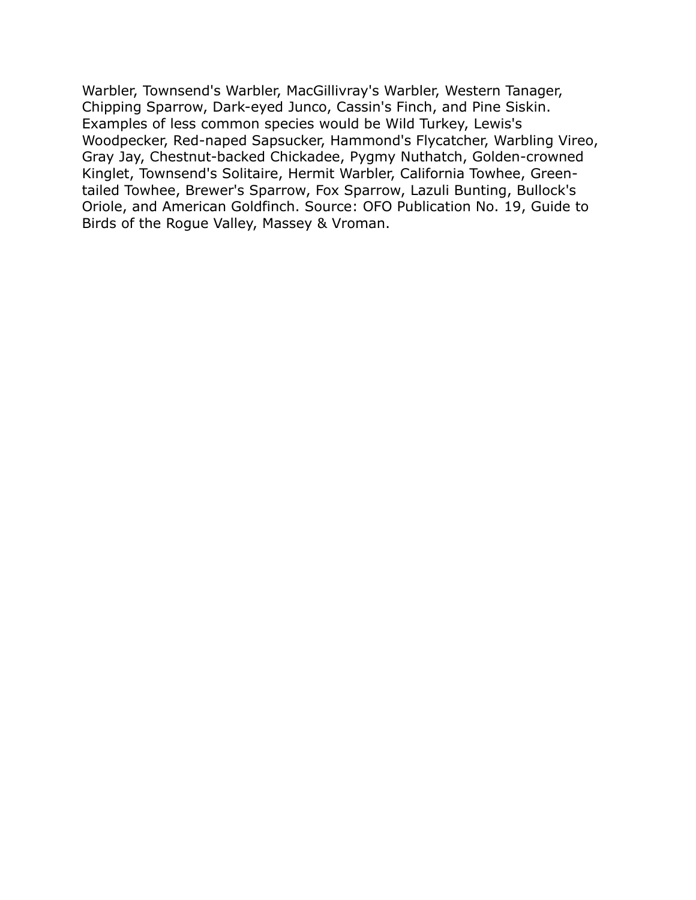Warbler, Townsend's Warbler, MacGillivray's Warbler, Western Tanager, Chipping Sparrow, Dark-eyed Junco, Cassin's Finch, and Pine Siskin. Examples of less common species would be Wild Turkey, Lewis's Woodpecker, Red-naped Sapsucker, Hammond's Flycatcher, Warbling Vireo, Gray Jay, Chestnut-backed Chickadee, Pygmy Nuthatch, Golden-crowned Kinglet, Townsend's Solitaire, Hermit Warbler, California Towhee, Green-tailed Towhee, Brewer's Sparrow, Fox Sparrow, Lazuli Bunting, Bullock's Oriole, and American Goldfinch. Source: OFO Publication No. 19, Guide to Birds of the Rogue Valley, Massey & Vroman.